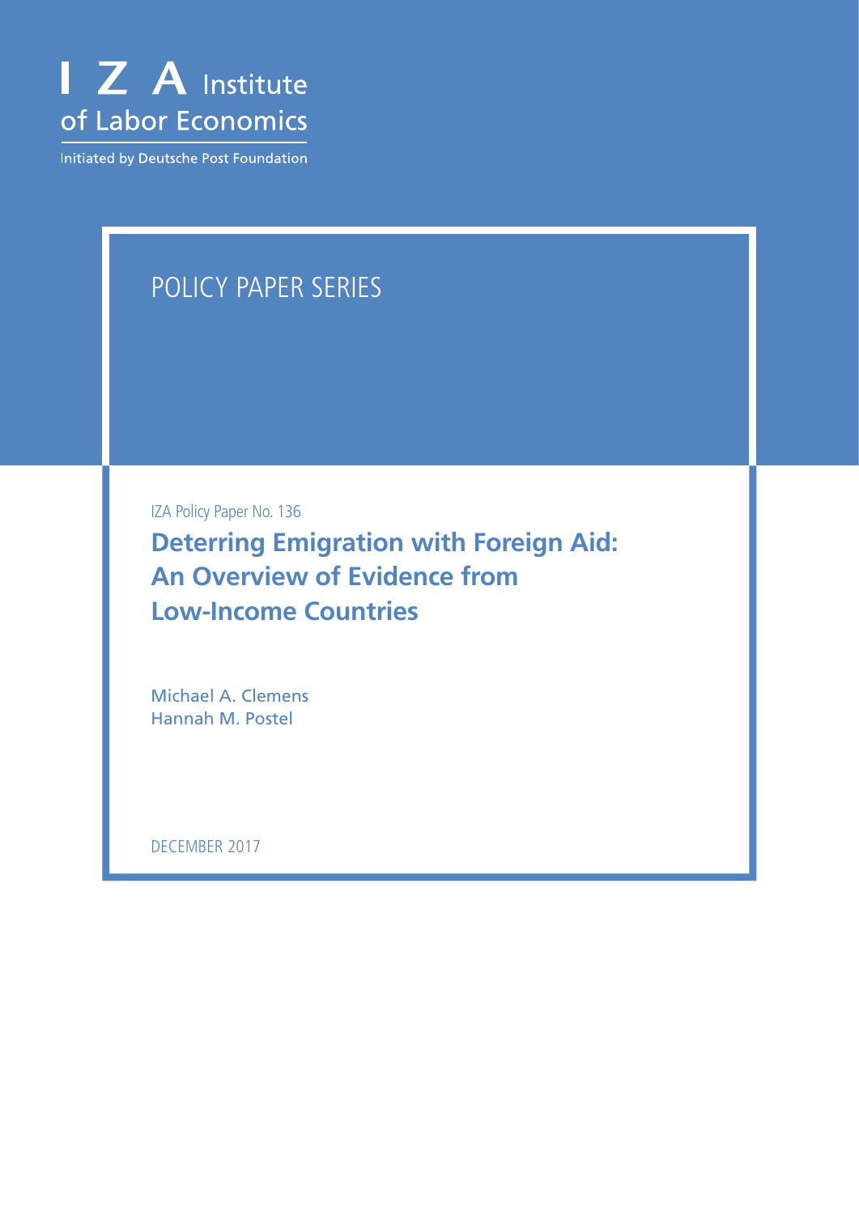I Z A Institute of Labor Economics

Initiated by Deutsche Post Foundation

POLICY PAPER SERIES

IZA Policy Paper No. 136

# Deterring Emigration with Foreign Aid: An Overview of Evidence from Low-Income Countries

Michael A. Clemens
Hannah M. Postel

DECEMBER 2017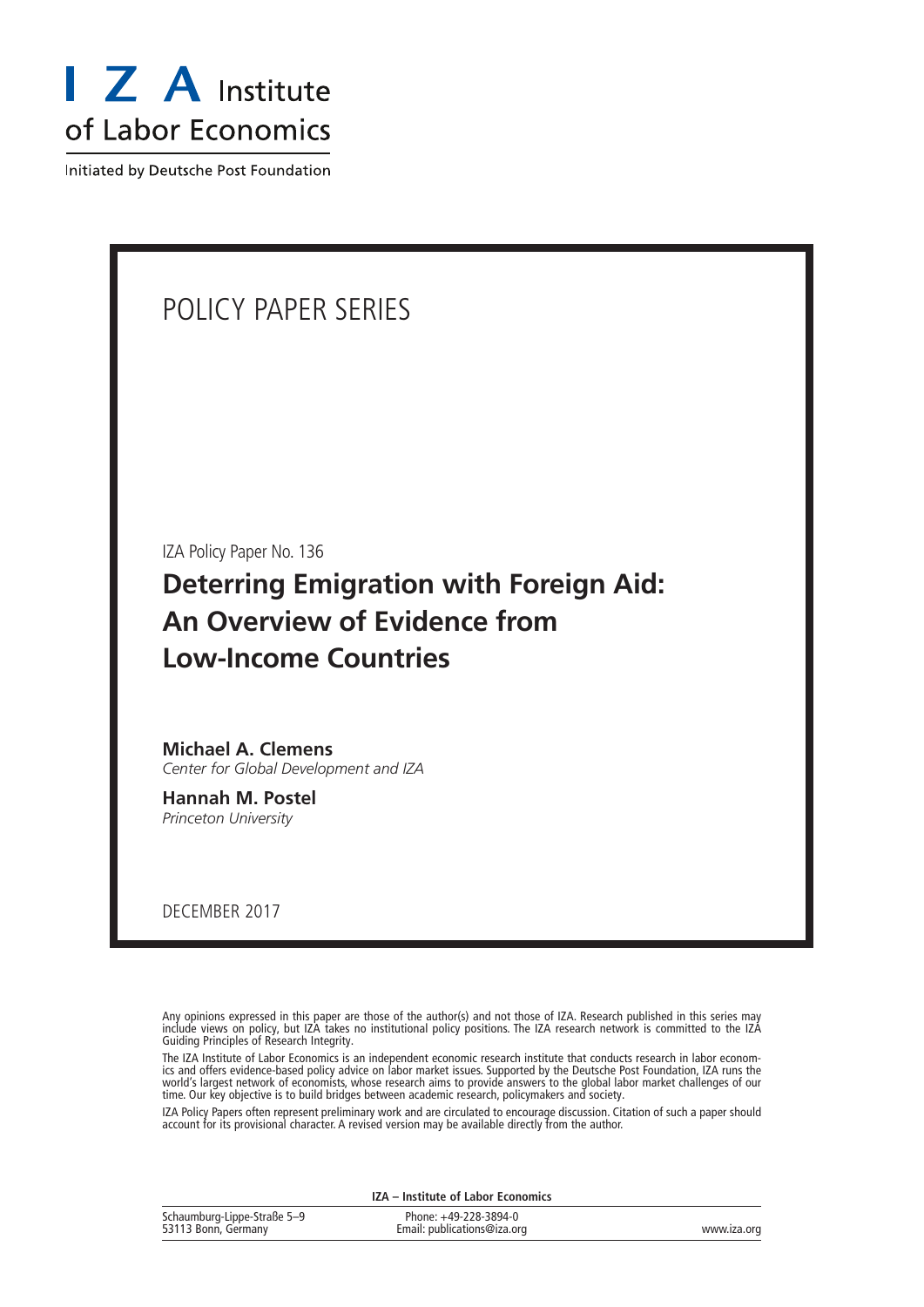# I Z A Institute of Labor Economics

Initiated by Deutsche Post Foundation

## POLICY PAPER SERIES

IZA Policy Paper No. 136

# Deterring Emigration with Foreign Aid: An Overview of Evidence from Low-Income Countries

**Michael A. Clemens**
*Center for Global Development and IZA*

**Hannah M. Postel**
*Princeton University*

DECEMBER 2017

Any opinions expressed in this paper are those of the author(s) and not those of IZA. Research published in this series may include views on policy, but IZA takes no institutional policy positions. The IZA research network is committed to the IZA Guiding Principles of Research Integrity.

The IZA Institute of Labor Economics is an independent economic research institute that conducts research in labor economics and offers evidence-based policy advice on labor market issues. Supported by the Deutsche Post Foundation, IZA runs the world's largest network of economists, whose research aims to provide answers to the global labor market challenges of our time. Our key objective is to build bridges between academic research, policymakers and society.

IZA Policy Papers often represent preliminary work and are circulated to encourage discussion. Citation of such a paper should account for its provisional character. A revised version may be available directly from the author.

**IZA – Institute of Labor Economics**

Schaumburg-Lippe-Straße 5–9
53113 Bonn, Germany

Phone: +49-228-3894-0
Email: publications@iza.org

www.iza.org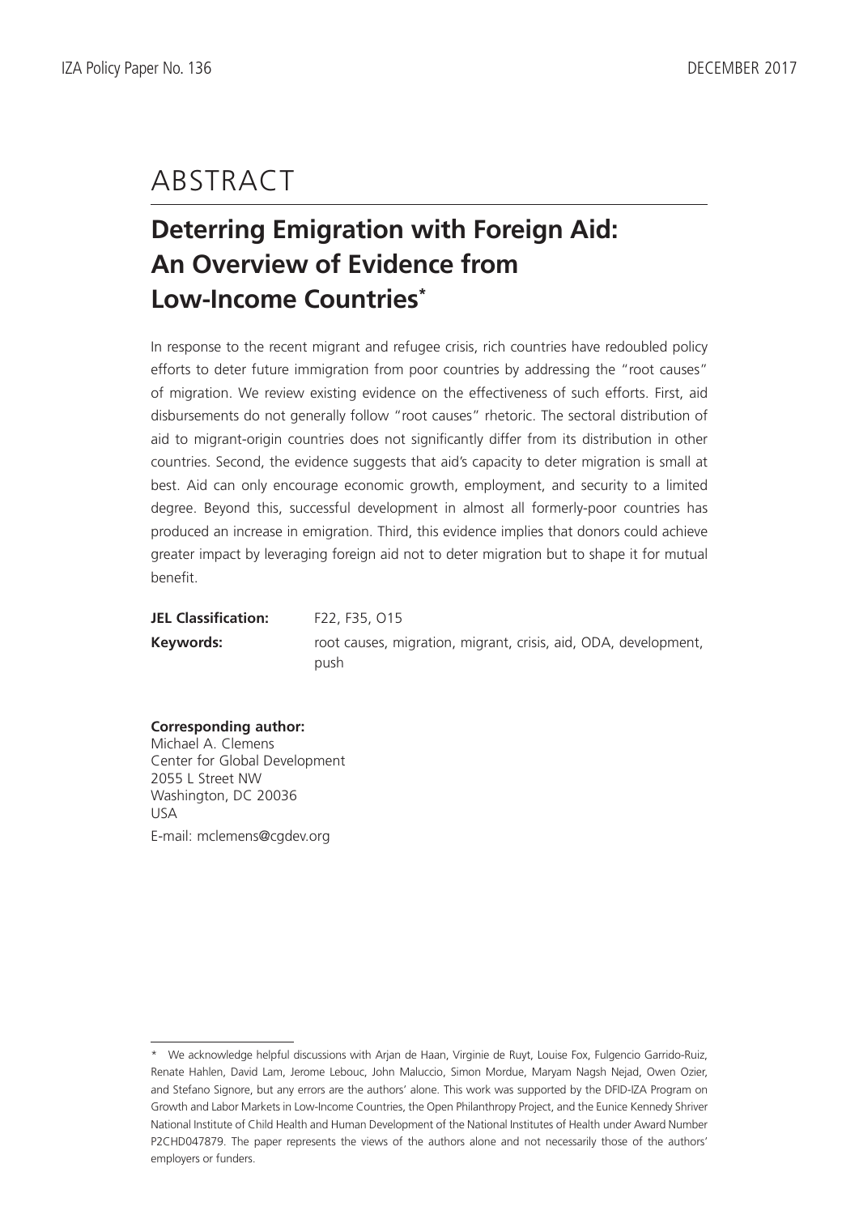# ABSTRACT

## Deterring Emigration with Foreign Aid: An Overview of Evidence from Low-Income Countries[*]

In response to the recent migrant and refugee crisis, rich countries have redoubled policy efforts to deter future immigration from poor countries by addressing the "root causes" of migration. We review existing evidence on the effectiveness of such efforts. First, aid disbursements do not generally follow "root causes" rhetoric. The sectoral distribution of aid to migrant-origin countries does not significantly differ from its distribution in other countries. Second, the evidence suggests that aid's capacity to deter migration is small at best. Aid can only encourage economic growth, employment, and security to a limited degree. Beyond this, successful development in almost all formerly-poor countries has produced an increase in emigration. Third, this evidence implies that donors could achieve greater impact by leveraging foreign aid not to deter migration but to shape it for mutual benefit.

**JEL Classification:** F22, F35, O15

**Keywords:** root causes, migration, migrant, crisis, aid, ODA, development, push

**Corresponding author:**
Michael A. Clemens
Center for Global Development
2055 L Street NW
Washington, DC 20036
USA
E-mail: mclemens@cgdev.org

---

[*] We acknowledge helpful discussions with Arjan de Haan, Virginie de Ruyt, Louise Fox, Fulgencio Garrido-Ruiz, Renate Hahlen, David Lam, Jerome Lebouc, John Maluccio, Simon Mordue, Maryam Nagsh Nejad, Owen Ozier, and Stefano Signore, but any errors are the authors' alone. This work was supported by the DFID-IZA Program on Growth and Labor Markets in Low-Income Countries, the Open Philanthropy Project, and the Eunice Kennedy Shriver National Institute of Child Health and Human Development of the National Institutes of Health under Award Number P2CHD047879. The paper represents the views of the authors alone and not necessarily those of the authors' employers or funders.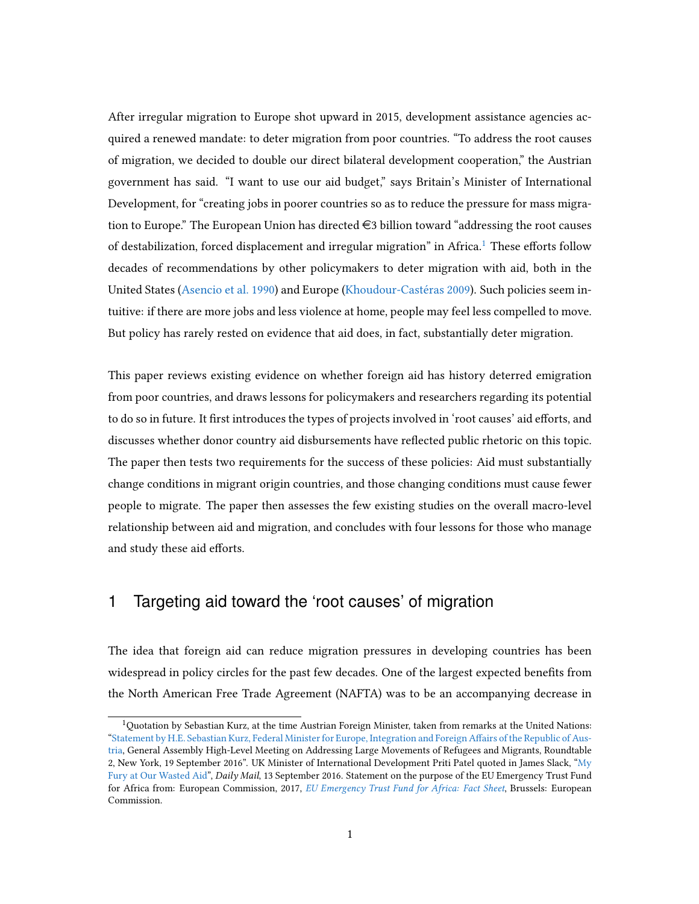After irregular migration to Europe shot upward in 2015, development assistance agencies acquired a renewed mandate: to deter migration from poor countries. "To address the root causes of migration, we decided to double our direct bilateral development cooperation," the Austrian government has said. "I want to use our aid budget," says Britain's Minister of International Development, for "creating jobs in poorer countries so as to reduce the pressure for mass migration to Europe." The European Union has directed €3 billion toward "addressing the root causes of destabilization, forced displacement and irregular migration" in Africa.[1] These efforts follow decades of recommendations by other policymakers to deter migration with aid, both in the United States (Asencio et al. 1990) and Europe (Khoudour-Castéras 2009). Such policies seem intuitive: if there are more jobs and less violence at home, people may feel less compelled to move. But policy has rarely rested on evidence that aid does, in fact, substantially deter migration.

This paper reviews existing evidence on whether foreign aid has history deterred emigration from poor countries, and draws lessons for policymakers and researchers regarding its potential to do so in future. It first introduces the types of projects involved in 'root causes' aid efforts, and discusses whether donor country aid disbursements have reflected public rhetoric on this topic. The paper then tests two requirements for the success of these policies: Aid must substantially change conditions in migrant origin countries, and those changing conditions must cause fewer people to migrate. The paper then assesses the few existing studies on the overall macro-level relationship between aid and migration, and concludes with four lessons for those who manage and study these aid efforts.

## 1 Targeting aid toward the 'root causes' of migration

The idea that foreign aid can reduce migration pressures in developing countries has been widespread in policy circles for the past few decades. One of the largest expected benefits from the North American Free Trade Agreement (NAFTA) was to be an accompanying decrease in

[1] Quotation by Sebastian Kurz, at the time Austrian Foreign Minister, taken from remarks at the United Nations: "Statement by H.E. Sebastian Kurz, Federal Minister for Europe, Integration and Foreign Affairs of the Republic of Austria, General Assembly High-Level Meeting on Addressing Large Movements of Refugees and Migrants, Roundtable 2, New York, 19 September 2016". UK Minister of International Development Priti Patel quoted in James Slack, "My Fury at Our Wasted Aid", *Daily Mail*, 13 September 2016. Statement on the purpose of the EU Emergency Trust Fund for Africa from: European Commission, 2017, *EU Emergency Trust Fund for Africa: Fact Sheet*, Brussels: European Commission.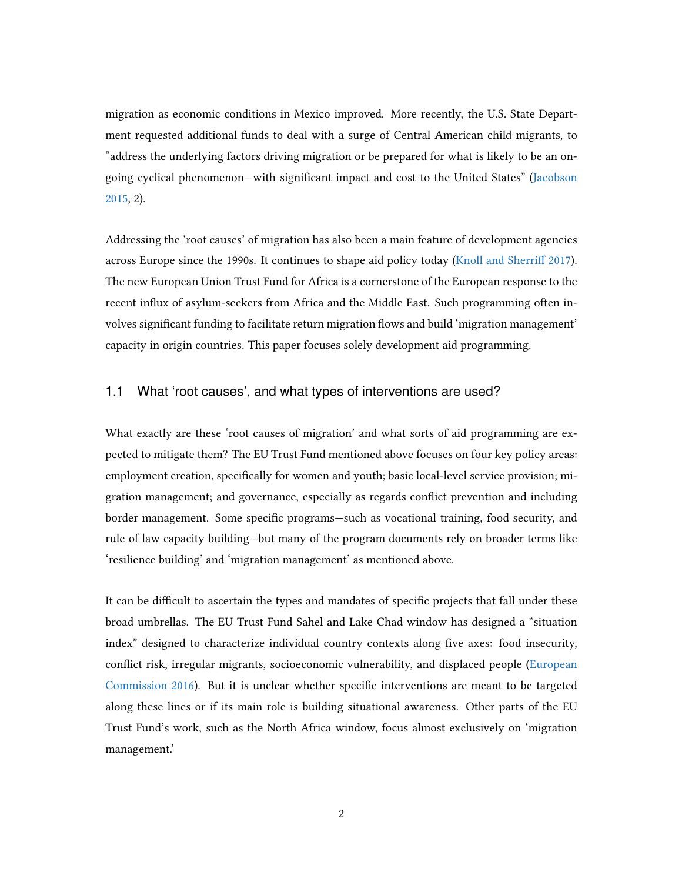migration as economic conditions in Mexico improved. More recently, the U.S. State Department requested additional funds to deal with a surge of Central American child migrants, to "address the underlying factors driving migration or be prepared for what is likely to be an ongoing cyclical phenomenon—with significant impact and cost to the United States" (Jacobson 2015, 2).

Addressing the 'root causes' of migration has also been a main feature of development agencies across Europe since the 1990s. It continues to shape aid policy today (Knoll and Sherriff 2017). The new European Union Trust Fund for Africa is a cornerstone of the European response to the recent influx of asylum-seekers from Africa and the Middle East. Such programming often involves significant funding to facilitate return migration flows and build 'migration management' capacity in origin countries. This paper focuses solely development aid programming.

### 1.1 What 'root causes', and what types of interventions are used?

What exactly are these 'root causes of migration' and what sorts of aid programming are expected to mitigate them? The EU Trust Fund mentioned above focuses on four key policy areas: employment creation, specifically for women and youth; basic local-level service provision; migration management; and governance, especially as regards conflict prevention and including border management. Some specific programs—such as vocational training, food security, and rule of law capacity building—but many of the program documents rely on broader terms like 'resilience building' and 'migration management' as mentioned above.

It can be difficult to ascertain the types and mandates of specific projects that fall under these broad umbrellas. The EU Trust Fund Sahel and Lake Chad window has designed a "situation index" designed to characterize individual country contexts along five axes: food insecurity, conflict risk, irregular migrants, socioeconomic vulnerability, and displaced people (European Commission 2016). But it is unclear whether specific interventions are meant to be targeted along these lines or if its main role is building situational awareness. Other parts of the EU Trust Fund's work, such as the North Africa window, focus almost exclusively on 'migration management.'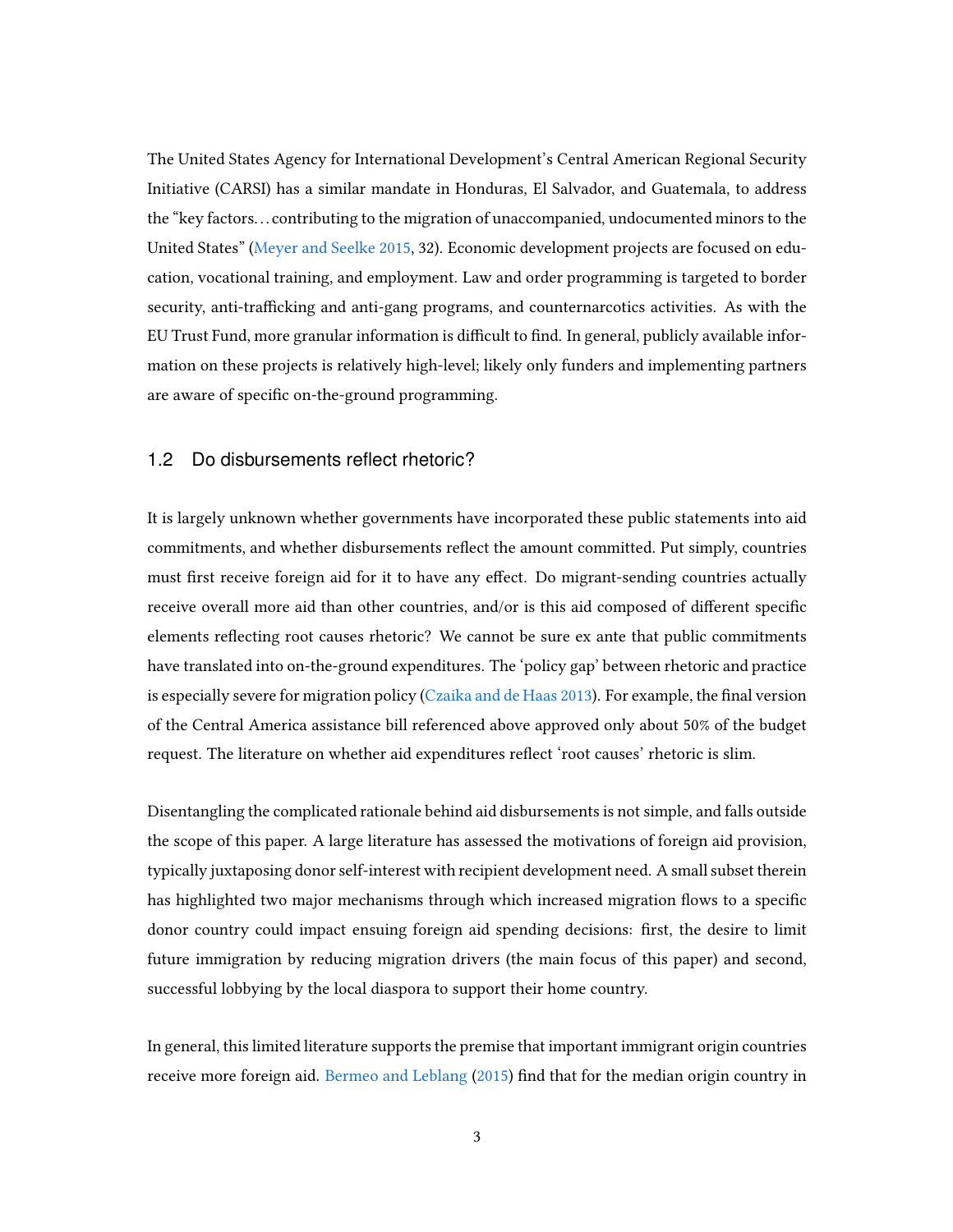The United States Agency for International Development's Central American Regional Security Initiative (CARSI) has a similar mandate in Honduras, El Salvador, and Guatemala, to address the "key factors... contributing to the migration of unaccompanied, undocumented minors to the United States" (Meyer and Seelke 2015, 32). Economic development projects are focused on education, vocational training, and employment. Law and order programming is targeted to border security, anti-trafficking and anti-gang programs, and counternarcotics activities. As with the EU Trust Fund, more granular information is difficult to find. In general, publicly available information on these projects is relatively high-level; likely only funders and implementing partners are aware of specific on-the-ground programming.

### 1.2 Do disbursements reflect rhetoric?

It is largely unknown whether governments have incorporated these public statements into aid commitments, and whether disbursements reflect the amount committed. Put simply, countries must first receive foreign aid for it to have any effect. Do migrant-sending countries actually receive overall more aid than other countries, and/or is this aid composed of different specific elements reflecting root causes rhetoric? We cannot be sure ex ante that public commitments have translated into on-the-ground expenditures. The 'policy gap' between rhetoric and practice is especially severe for migration policy (Czaika and de Haas 2013). For example, the final version of the Central America assistance bill referenced above approved only about 50% of the budget request. The literature on whether aid expenditures reflect 'root causes' rhetoric is slim.

Disentangling the complicated rationale behind aid disbursements is not simple, and falls outside the scope of this paper. A large literature has assessed the motivations of foreign aid provision, typically juxtaposing donor self-interest with recipient development need. A small subset therein has highlighted two major mechanisms through which increased migration flows to a specific donor country could impact ensuing foreign aid spending decisions: first, the desire to limit future immigration by reducing migration drivers (the main focus of this paper) and second, successful lobbying by the local diaspora to support their home country.

In general, this limited literature supports the premise that important immigrant origin countries receive more foreign aid. Bermeo and Leblang (2015) find that for the median origin country in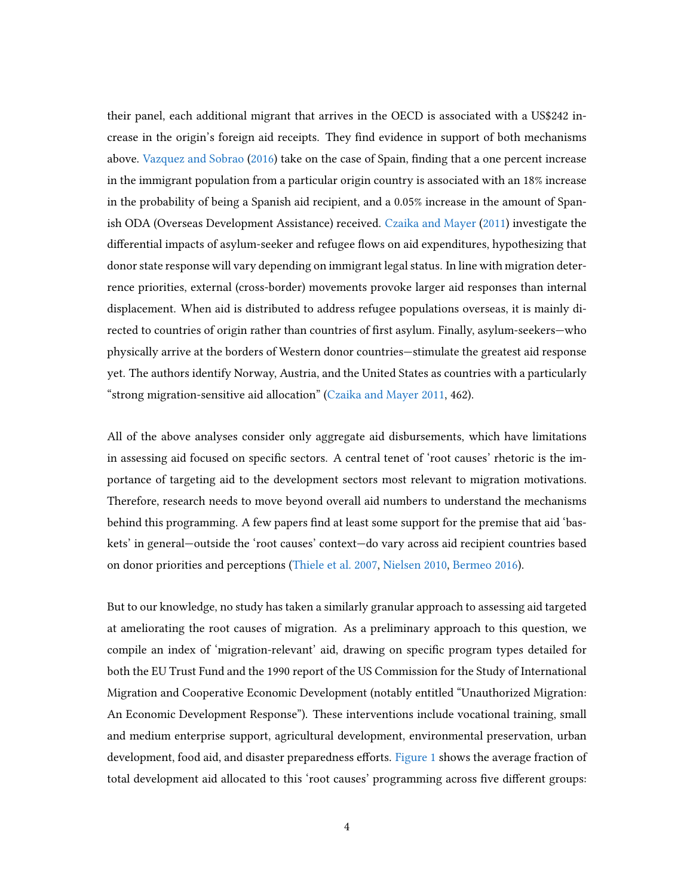their panel, each additional migrant that arrives in the OECD is associated with a US$242 increase in the origin's foreign aid receipts. They find evidence in support of both mechanisms above. Vazquez and Sobrao (2016) take on the case of Spain, finding that a one percent increase in the immigrant population from a particular origin country is associated with an 18% increase in the probability of being a Spanish aid recipient, and a 0.05% increase in the amount of Spanish ODA (Overseas Development Assistance) received. Czaika and Mayer (2011) investigate the differential impacts of asylum-seeker and refugee flows on aid expenditures, hypothesizing that donor state response will vary depending on immigrant legal status. In line with migration deterrence priorities, external (cross-border) movements provoke larger aid responses than internal displacement. When aid is distributed to address refugee populations overseas, it is mainly directed to countries of origin rather than countries of first asylum. Finally, asylum-seekers—who physically arrive at the borders of Western donor countries—stimulate the greatest aid response yet. The authors identify Norway, Austria, and the United States as countries with a particularly "strong migration-sensitive aid allocation" (Czaika and Mayer 2011, 462).

All of the above analyses consider only aggregate aid disbursements, which have limitations in assessing aid focused on specific sectors. A central tenet of 'root causes' rhetoric is the importance of targeting aid to the development sectors most relevant to migration motivations. Therefore, research needs to move beyond overall aid numbers to understand the mechanisms behind this programming. A few papers find at least some support for the premise that aid 'baskets' in general—outside the 'root causes' context—do vary across aid recipient countries based on donor priorities and perceptions (Thiele et al. 2007, Nielsen 2010, Bermeo 2016).

But to our knowledge, no study has taken a similarly granular approach to assessing aid targeted at ameliorating the root causes of migration. As a preliminary approach to this question, we compile an index of 'migration-relevant' aid, drawing on specific program types detailed for both the EU Trust Fund and the 1990 report of the US Commission for the Study of International Migration and Cooperative Economic Development (notably entitled "Unauthorized Migration: An Economic Development Response"). These interventions include vocational training, small and medium enterprise support, agricultural development, environmental preservation, urban development, food aid, and disaster preparedness efforts. Figure 1 shows the average fraction of total development aid allocated to this 'root causes' programming across five different groups: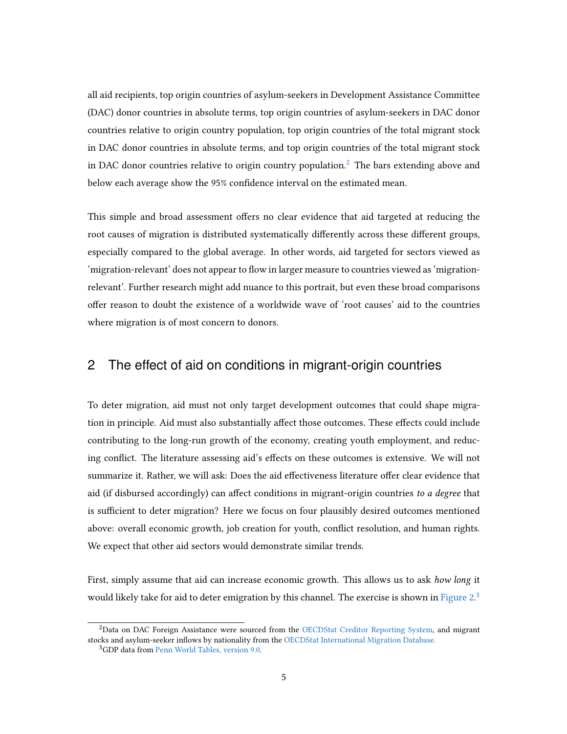all aid recipients, top origin countries of asylum-seekers in Development Assistance Committee (DAC) donor countries in absolute terms, top origin countries of asylum-seekers in DAC donor countries relative to origin country population, top origin countries of the total migrant stock in DAC donor countries in absolute terms, and top origin countries of the total migrant stock in DAC donor countries relative to origin country population.[2] The bars extending above and below each average show the 95% confidence interval on the estimated mean.

This simple and broad assessment offers no clear evidence that aid targeted at reducing the root causes of migration is distributed systematically differently across these different groups, especially compared to the global average. In other words, aid targeted for sectors viewed as 'migration-relevant' does not appear to flow in larger measure to countries viewed as 'migration-relevant'. Further research might add nuance to this portrait, but even these broad comparisons offer reason to doubt the existence of a worldwide wave of 'root causes' aid to the countries where migration is of most concern to donors.

## 2 The effect of aid on conditions in migrant-origin countries

To deter migration, aid must not only target development outcomes that could shape migration in principle. Aid must also substantially affect those outcomes. These effects could include contributing to the long-run growth of the economy, creating youth employment, and reducing conflict. The literature assessing aid's effects on these outcomes is extensive. We will not summarize it. Rather, we will ask: Does the aid effectiveness literature offer clear evidence that aid (if disbursed accordingly) can affect conditions in migrant-origin countries *to a degree* that is sufficient to deter migration? Here we focus on four plausibly desired outcomes mentioned above: overall economic growth, job creation for youth, conflict resolution, and human rights. We expect that other aid sectors would demonstrate similar trends.

First, simply assume that aid can increase economic growth. This allows us to ask *how long* it would likely take for aid to deter emigration by this channel. The exercise is shown in Figure 2.[3]

[2] Data on DAC Foreign Assistance were sourced from the OECDStat Creditor Reporting System, and migrant stocks and asylum-seeker inflows by nationality from the OECDStat International Migration Database.

[3] GDP data from Penn World Tables, version 9.0.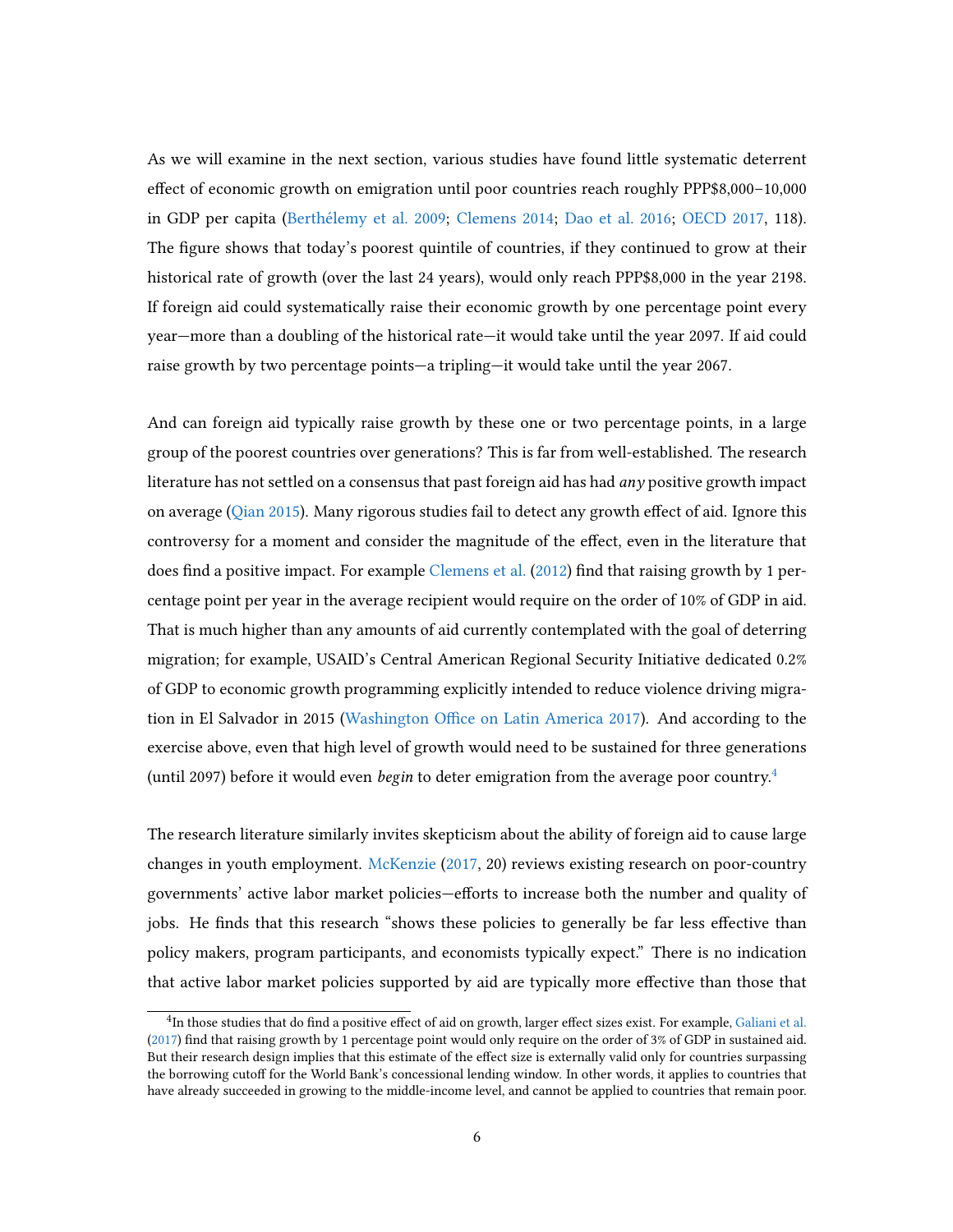As we will examine in the next section, various studies have found little systematic deterrent effect of economic growth on emigration until poor countries reach roughly PPP$8,000–10,000 in GDP per capita (Berthélemy et al. 2009; Clemens 2014; Dao et al. 2016; OECD 2017, 118). The figure shows that today's poorest quintile of countries, if they continued to grow at their historical rate of growth (over the last 24 years), would only reach PPP$8,000 in the year 2198. If foreign aid could systematically raise their economic growth by one percentage point every year—more than a doubling of the historical rate—it would take until the year 2097. If aid could raise growth by two percentage points—a tripling—it would take until the year 2067.

And can foreign aid typically raise growth by these one or two percentage points, in a large group of the poorest countries over generations? This is far from well-established. The research literature has not settled on a consensus that past foreign aid has had *any* positive growth impact on average (Qian 2015). Many rigorous studies fail to detect any growth effect of aid. Ignore this controversy for a moment and consider the magnitude of the effect, even in the literature that does find a positive impact. For example Clemens et al. (2012) find that raising growth by 1 percentage point per year in the average recipient would require on the order of 10% of GDP in aid. That is much higher than any amounts of aid currently contemplated with the goal of deterring migration; for example, USAID's Central American Regional Security Initiative dedicated 0.2% of GDP to economic growth programming explicitly intended to reduce violence driving migration in El Salvador in 2015 (Washington Office on Latin America 2017). And according to the exercise above, even that high level of growth would need to be sustained for three generations (until 2097) before it would even *begin* to deter emigration from the average poor country.[4]

The research literature similarly invites skepticism about the ability of foreign aid to cause large changes in youth employment. McKenzie (2017, 20) reviews existing research on poor-country governments' active labor market policies—efforts to increase both the number and quality of jobs. He finds that this research "shows these policies to generally be far less effective than policy makers, program participants, and economists typically expect." There is no indication that active labor market policies supported by aid are typically more effective than those that

[4] In those studies that do find a positive effect of aid on growth, larger effect sizes exist. For example, Galiani et al. (2017) find that raising growth by 1 percentage point would only require on the order of 3% of GDP in sustained aid. But their research design implies that this estimate of the effect size is externally valid only for countries surpassing the borrowing cutoff for the World Bank's concessional lending window. In other words, it applies to countries that have already succeeded in growing to the middle-income level, and cannot be applied to countries that remain poor.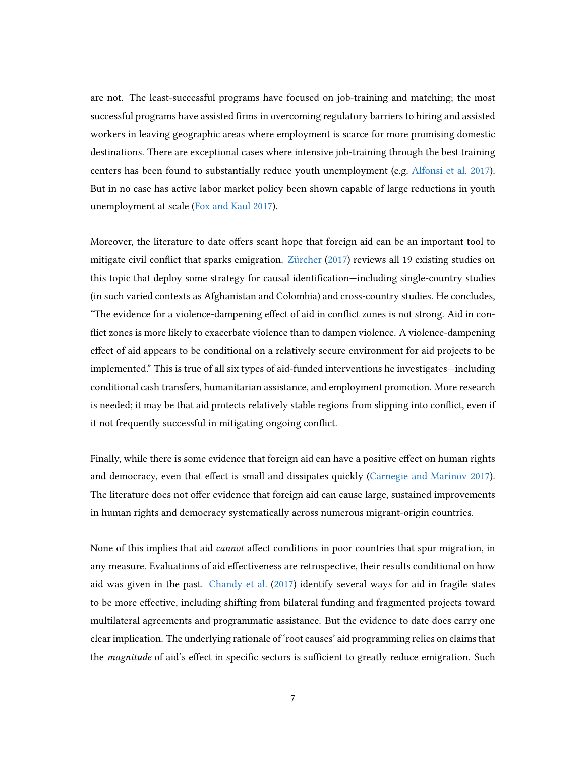are not. The least-successful programs have focused on job-training and matching; the most successful programs have assisted firms in overcoming regulatory barriers to hiring and assisted workers in leaving geographic areas where employment is scarce for more promising domestic destinations. There are exceptional cases where intensive job-training through the best training centers has been found to substantially reduce youth unemployment (e.g. Alfonsi et al. 2017). But in no case has active labor market policy been shown capable of large reductions in youth unemployment at scale (Fox and Kaul 2017).

Moreover, the literature to date offers scant hope that foreign aid can be an important tool to mitigate civil conflict that sparks emigration. Zürcher (2017) reviews all 19 existing studies on this topic that deploy some strategy for causal identification—including single-country studies (in such varied contexts as Afghanistan and Colombia) and cross-country studies. He concludes, "The evidence for a violence-dampening effect of aid in conflict zones is not strong. Aid in conflict zones is more likely to exacerbate violence than to dampen violence. A violence-dampening effect of aid appears to be conditional on a relatively secure environment for aid projects to be implemented." This is true of all six types of aid-funded interventions he investigates—including conditional cash transfers, humanitarian assistance, and employment promotion. More research is needed; it may be that aid protects relatively stable regions from slipping into conflict, even if it not frequently successful in mitigating ongoing conflict.

Finally, while there is some evidence that foreign aid can have a positive effect on human rights and democracy, even that effect is small and dissipates quickly (Carnegie and Marinov 2017). The literature does not offer evidence that foreign aid can cause large, sustained improvements in human rights and democracy systematically across numerous migrant-origin countries.

None of this implies that aid *cannot* affect conditions in poor countries that spur migration, in any measure. Evaluations of aid effectiveness are retrospective, their results conditional on how aid was given in the past. Chandy et al. (2017) identify several ways for aid in fragile states to be more effective, including shifting from bilateral funding and fragmented projects toward multilateral agreements and programmatic assistance. But the evidence to date does carry one clear implication. The underlying rationale of 'root causes' aid programming relies on claims that the *magnitude* of aid's effect in specific sectors is sufficient to greatly reduce emigration. Such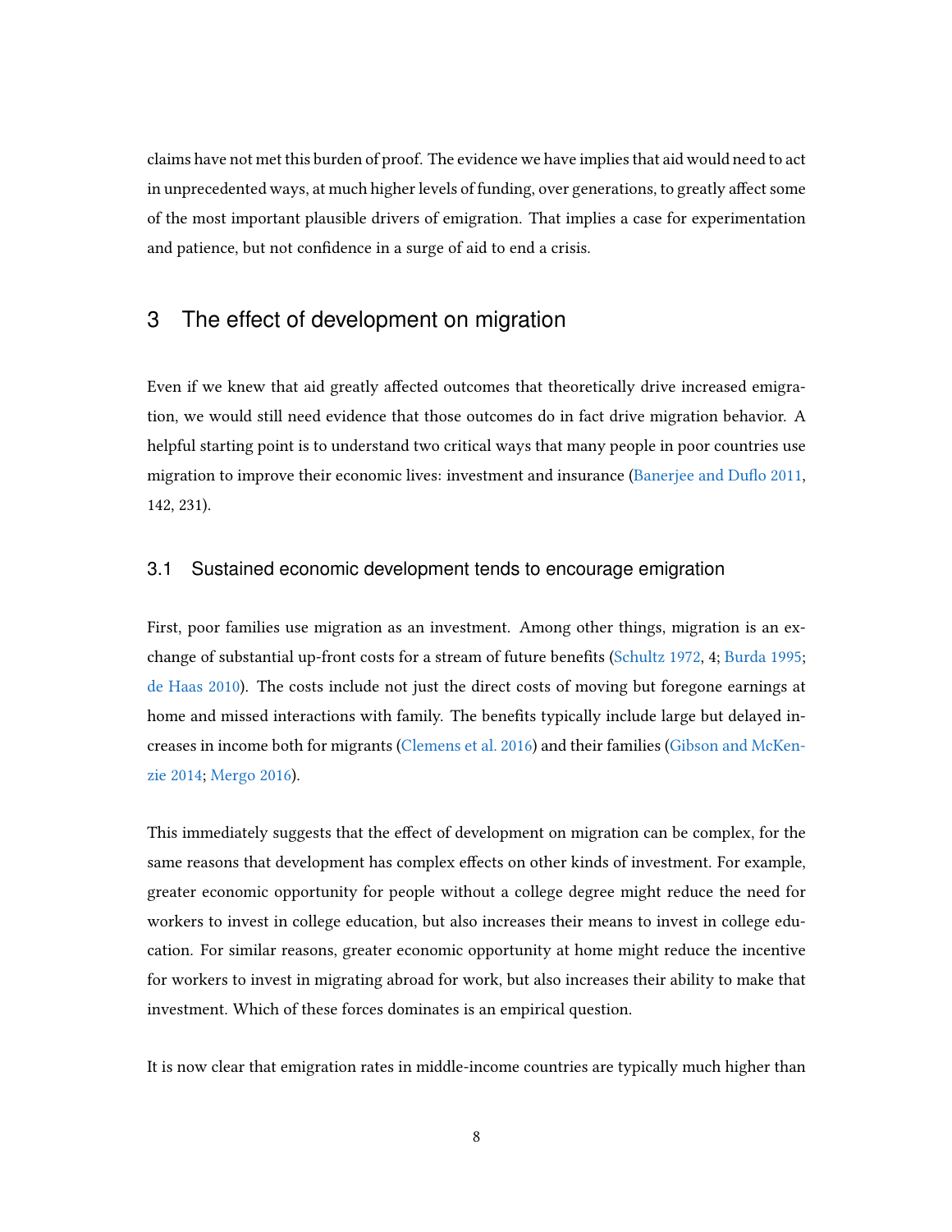claims have not met this burden of proof. The evidence we have implies that aid would need to act in unprecedented ways, at much higher levels of funding, over generations, to greatly affect some of the most important plausible drivers of emigration. That implies a case for experimentation and patience, but not confidence in a surge of aid to end a crisis.

## 3 The effect of development on migration

Even if we knew that aid greatly affected outcomes that theoretically drive increased emigration, we would still need evidence that those outcomes do in fact drive migration behavior. A helpful starting point is to understand two critical ways that many people in poor countries use migration to improve their economic lives: investment and insurance (Banerjee and Duflo 2011, 142, 231).

### 3.1 Sustained economic development tends to encourage emigration

First, poor families use migration as an investment. Among other things, migration is an exchange of substantial up-front costs for a stream of future benefits (Schultz 1972, 4; Burda 1995; de Haas 2010). The costs include not just the direct costs of moving but foregone earnings at home and missed interactions with family. The benefits typically include large but delayed increases in income both for migrants (Clemens et al. 2016) and their families (Gibson and McKenzie 2014; Mergo 2016).

This immediately suggests that the effect of development on migration can be complex, for the same reasons that development has complex effects on other kinds of investment. For example, greater economic opportunity for people without a college degree might reduce the need for workers to invest in college education, but also increases their means to invest in college education. For similar reasons, greater economic opportunity at home might reduce the incentive for workers to invest in migrating abroad for work, but also increases their ability to make that investment. Which of these forces dominates is an empirical question.

It is now clear that emigration rates in middle-income countries are typically much higher than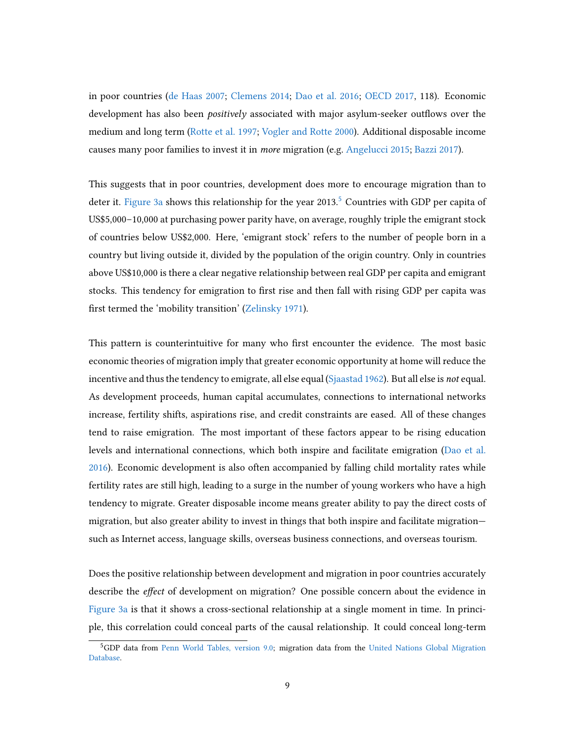in poor countries (de Haas 2007; Clemens 2014; Dao et al. 2016; OECD 2017, 118). Economic development has also been *positively* associated with major asylum-seeker outflows over the medium and long term (Rotte et al. 1997; Vogler and Rotte 2000). Additional disposable income causes many poor families to invest it in *more* migration (e.g. Angelucci 2015; Bazzi 2017).

This suggests that in poor countries, development does more to encourage migration than to deter it. Figure 3a shows this relationship for the year 2013.[5] Countries with GDP per capita of US$5,000–10,000 at purchasing power parity have, on average, roughly triple the emigrant stock of countries below US$2,000. Here, 'emigrant stock' refers to the number of people born in a country but living outside it, divided by the population of the origin country. Only in countries above US$10,000 is there a clear negative relationship between real GDP per capita and emigrant stocks. This tendency for emigration to first rise and then fall with rising GDP per capita was first termed the 'mobility transition' (Zelinsky 1971).

This pattern is counterintuitive for many who first encounter the evidence. The most basic economic theories of migration imply that greater economic opportunity at home will reduce the incentive and thus the tendency to emigrate, all else equal (Sjaastad 1962). But all else is *not* equal. As development proceeds, human capital accumulates, connections to international networks increase, fertility shifts, aspirations rise, and credit constraints are eased. All of these changes tend to raise emigration. The most important of these factors appear to be rising education levels and international connections, which both inspire and facilitate emigration (Dao et al. 2016). Economic development is also often accompanied by falling child mortality rates while fertility rates are still high, leading to a surge in the number of young workers who have a high tendency to migrate. Greater disposable income means greater ability to pay the direct costs of migration, but also greater ability to invest in things that both inspire and facilitate migration—such as Internet access, language skills, overseas business connections, and overseas tourism.

Does the positive relationship between development and migration in poor countries accurately describe the *effect* of development on migration? One possible concern about the evidence in Figure 3a is that it shows a cross-sectional relationship at a single moment in time. In principle, this correlation could conceal parts of the causal relationship. It could conceal long-term

[5] GDP data from Penn World Tables, version 9.0; migration data from the United Nations Global Migration Database.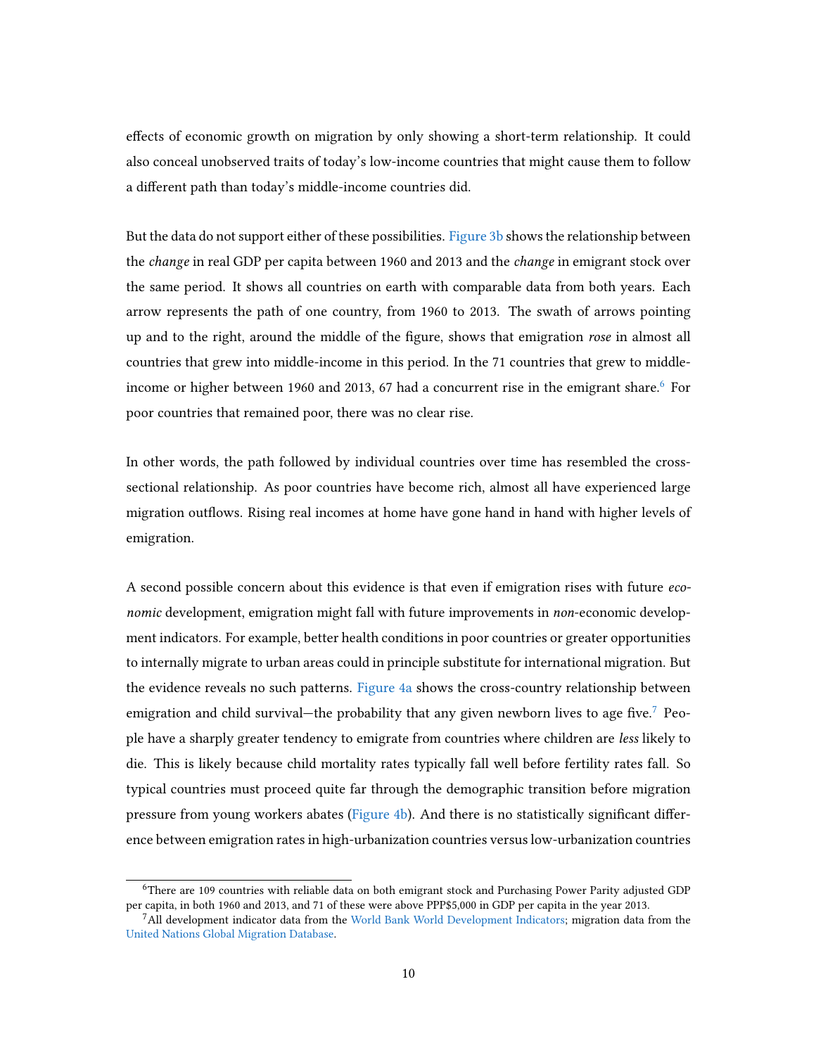effects of economic growth on migration by only showing a short-term relationship. It could also conceal unobserved traits of today's low-income countries that might cause them to follow a different path than today's middle-income countries did.

But the data do not support either of these possibilities. Figure 3b shows the relationship between the *change* in real GDP per capita between 1960 and 2013 and the *change* in emigrant stock over the same period. It shows all countries on earth with comparable data from both years. Each arrow represents the path of one country, from 1960 to 2013. The swath of arrows pointing up and to the right, around the middle of the figure, shows that emigration *rose* in almost all countries that grew into middle-income in this period. In the 71 countries that grew to middle-income or higher between 1960 and 2013, 67 had a concurrent rise in the emigrant share.[6] For poor countries that remained poor, there was no clear rise.

In other words, the path followed by individual countries over time has resembled the cross-sectional relationship. As poor countries have become rich, almost all have experienced large migration outflows. Rising real incomes at home have gone hand in hand with higher levels of emigration.

A second possible concern about this evidence is that even if emigration rises with future *economic* development, emigration might fall with future improvements in *non*-economic development indicators. For example, better health conditions in poor countries or greater opportunities to internally migrate to urban areas could in principle substitute for international migration. But the evidence reveals no such patterns. Figure 4a shows the cross-country relationship between emigration and child survival—the probability that any given newborn lives to age five.[7] People have a sharply greater tendency to emigrate from countries where children are *less* likely to die. This is likely because child mortality rates typically fall well before fertility rates fall. So typical countries must proceed quite far through the demographic transition before migration pressure from young workers abates (Figure 4b). And there is no statistically significant difference between emigration rates in high-urbanization countries versus low-urbanization countries

[6] There are 109 countries with reliable data on both emigrant stock and Purchasing Power Parity adjusted GDP per capita, in both 1960 and 2013, and 71 of these were above PPP$5,000 in GDP per capita in the year 2013.

[7] All development indicator data from the World Bank World Development Indicators; migration data from the United Nations Global Migration Database.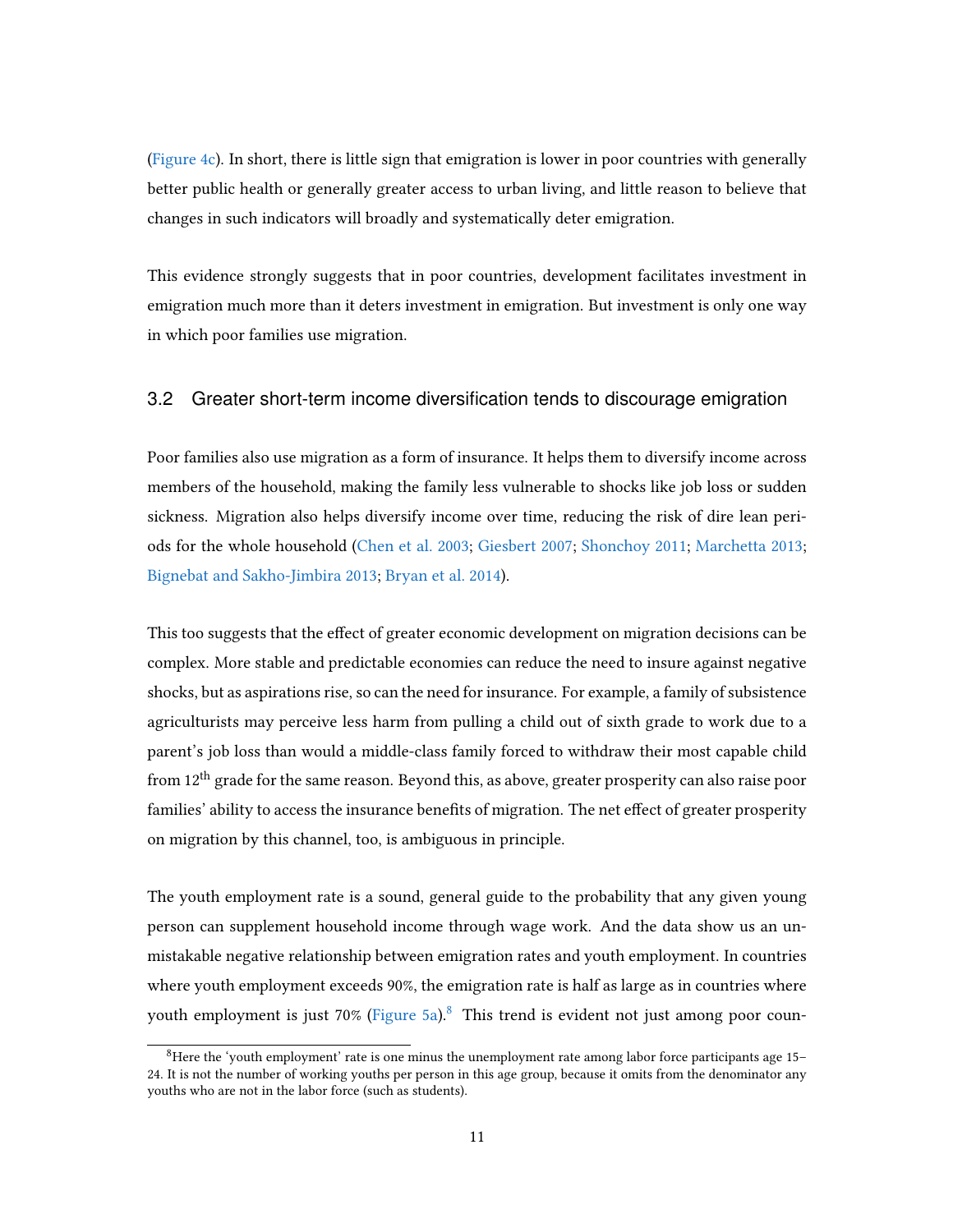(Figure 4c). In short, there is little sign that emigration is lower in poor countries with generally better public health or generally greater access to urban living, and little reason to believe that changes in such indicators will broadly and systematically deter emigration.

This evidence strongly suggests that in poor countries, development facilitates investment in emigration much more than it deters investment in emigration. But investment is only one way in which poor families use migration.

### 3.2 Greater short-term income diversification tends to discourage emigration

Poor families also use migration as a form of insurance. It helps them to diversify income across members of the household, making the family less vulnerable to shocks like job loss or sudden sickness. Migration also helps diversify income over time, reducing the risk of dire lean periods for the whole household (Chen et al. 2003; Giesbert 2007; Shonchoy 2011; Marchetta 2013; Bignebat and Sakho-Jimbira 2013; Bryan et al. 2014).

This too suggests that the effect of greater economic development on migration decisions can be complex. More stable and predictable economies can reduce the need to insure against negative shocks, but as aspirations rise, so can the need for insurance. For example, a family of subsistence agriculturists may perceive less harm from pulling a child out of sixth grade to work due to a parent's job loss than would a middle-class family forced to withdraw their most capable child from 12th grade for the same reason. Beyond this, as above, greater prosperity can also raise poor families' ability to access the insurance benefits of migration. The net effect of greater prosperity on migration by this channel, too, is ambiguous in principle.

The youth employment rate is a sound, general guide to the probability that any given young person can supplement household income through wage work. And the data show us an unmistakable negative relationship between emigration rates and youth employment. In countries where youth employment exceeds 90%, the emigration rate is half as large as in countries where youth employment is just 70% (Figure 5a).[8] This trend is evident not just among poor coun-

[8] Here the 'youth employment' rate is one minus the unemployment rate among labor force participants age 15–24. It is not the number of working youths per person in this age group, because it omits from the denominator any youths who are not in the labor force (such as students).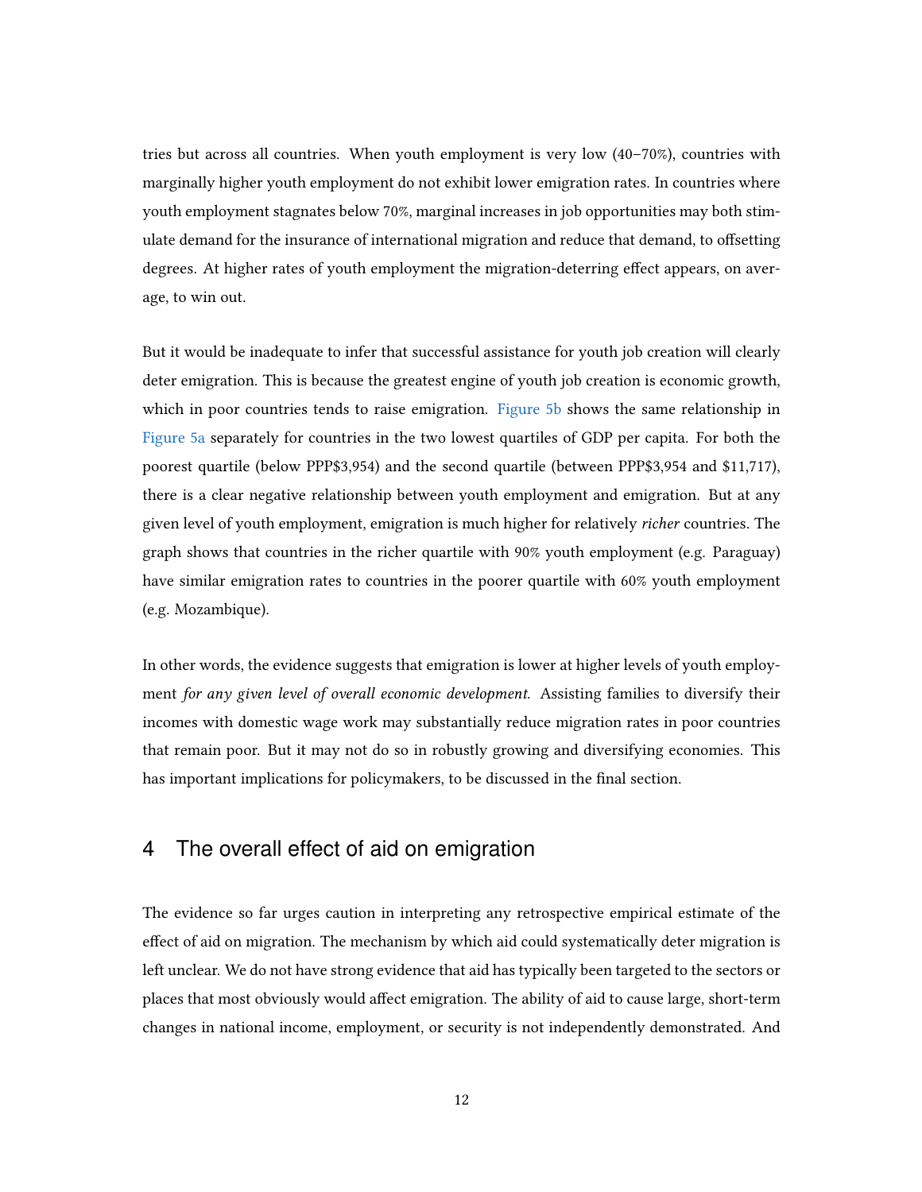tries but across all countries. When youth employment is very low (40–70%), countries with marginally higher youth employment do not exhibit lower emigration rates. In countries where youth employment stagnates below 70%, marginal increases in job opportunities may both stimulate demand for the insurance of international migration and reduce that demand, to offsetting degrees. At higher rates of youth employment the migration-deterring effect appears, on average, to win out.

But it would be inadequate to infer that successful assistance for youth job creation will clearly deter emigration. This is because the greatest engine of youth job creation is economic growth, which in poor countries tends to raise emigration. Figure 5b shows the same relationship in Figure 5a separately for countries in the two lowest quartiles of GDP per capita. For both the poorest quartile (below PPP$3,954) and the second quartile (between PPP$3,954 and $11,717), there is a clear negative relationship between youth employment and emigration. But at any given level of youth employment, emigration is much higher for relatively *richer* countries. The graph shows that countries in the richer quartile with 90% youth employment (e.g. Paraguay) have similar emigration rates to countries in the poorer quartile with 60% youth employment (e.g. Mozambique).

In other words, the evidence suggests that emigration is lower at higher levels of youth employment *for any given level of overall economic development.* Assisting families to diversify their incomes with domestic wage work may substantially reduce migration rates in poor countries that remain poor. But it may not do so in robustly growing and diversifying economies. This has important implications for policymakers, to be discussed in the final section.

## 4 The overall effect of aid on emigration

The evidence so far urges caution in interpreting any retrospective empirical estimate of the effect of aid on migration. The mechanism by which aid could systematically deter migration is left unclear. We do not have strong evidence that aid has typically been targeted to the sectors or places that most obviously would affect emigration. The ability of aid to cause large, short-term changes in national income, employment, or security is not independently demonstrated. And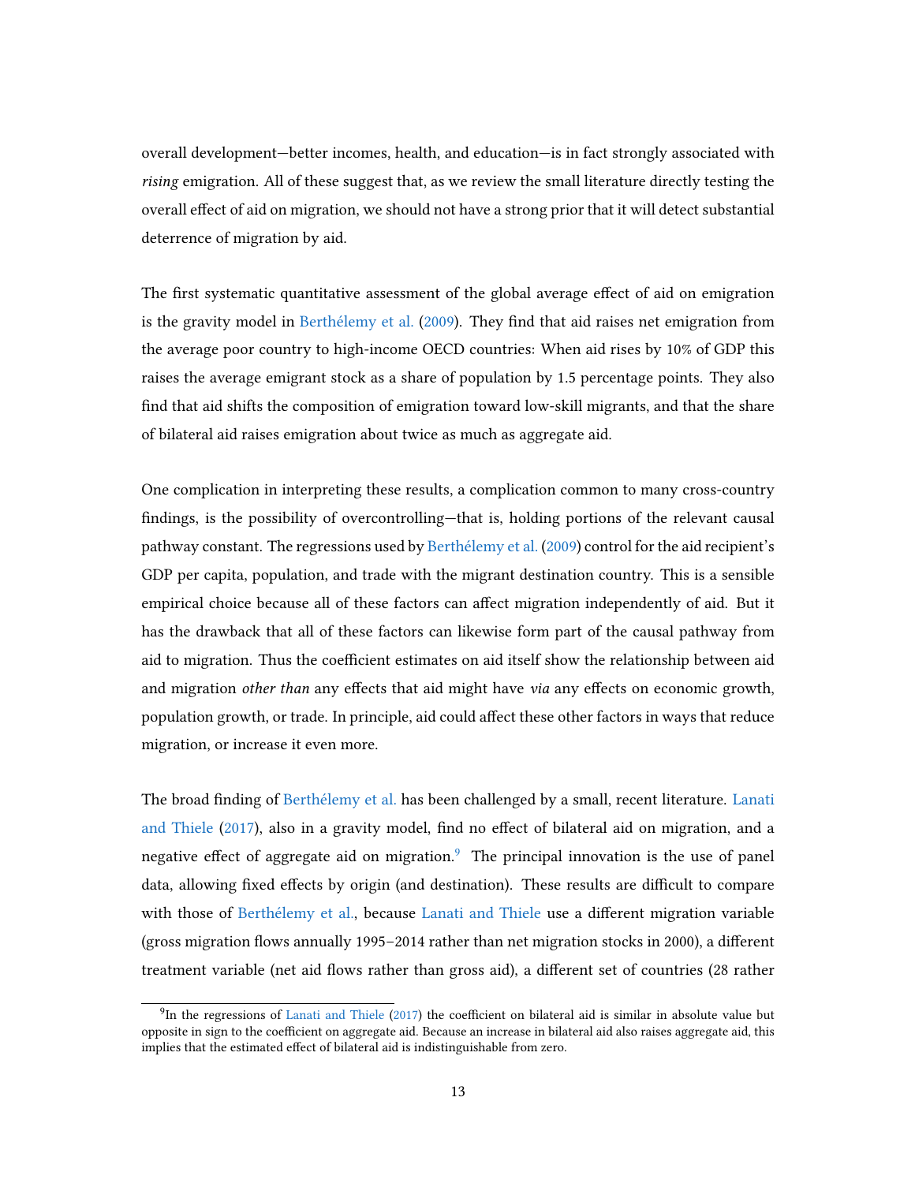overall development—better incomes, health, and education—is in fact strongly associated with *rising* emigration. All of these suggest that, as we review the small literature directly testing the overall effect of aid on migration, we should not have a strong prior that it will detect substantial deterrence of migration by aid.

The first systematic quantitative assessment of the global average effect of aid on emigration is the gravity model in Berthélemy et al. (2009). They find that aid raises net emigration from the average poor country to high-income OECD countries: When aid rises by 10% of GDP this raises the average emigrant stock as a share of population by 1.5 percentage points. They also find that aid shifts the composition of emigration toward low-skill migrants, and that the share of bilateral aid raises emigration about twice as much as aggregate aid.

One complication in interpreting these results, a complication common to many cross-country findings, is the possibility of overcontrolling—that is, holding portions of the relevant causal pathway constant. The regressions used by Berthélemy et al. (2009) control for the aid recipient's GDP per capita, population, and trade with the migrant destination country. This is a sensible empirical choice because all of these factors can affect migration independently of aid. But it has the drawback that all of these factors can likewise form part of the causal pathway from aid to migration. Thus the coefficient estimates on aid itself show the relationship between aid and migration *other than* any effects that aid might have *via* any effects on economic growth, population growth, or trade. In principle, aid could affect these other factors in ways that reduce migration, or increase it even more.

The broad finding of Berthélemy et al. has been challenged by a small, recent literature. Lanati and Thiele (2017), also in a gravity model, find no effect of bilateral aid on migration, and a negative effect of aggregate aid on migration.[9] The principal innovation is the use of panel data, allowing fixed effects by origin (and destination). These results are difficult to compare with those of Berthélemy et al., because Lanati and Thiele use a different migration variable (gross migration flows annually 1995–2014 rather than net migration stocks in 2000), a different treatment variable (net aid flows rather than gross aid), a different set of countries (28 rather

[9] In the regressions of Lanati and Thiele (2017) the coefficient on bilateral aid is similar in absolute value but opposite in sign to the coefficient on aggregate aid. Because an increase in bilateral aid also raises aggregate aid, this implies that the estimated effect of bilateral aid is indistinguishable from zero.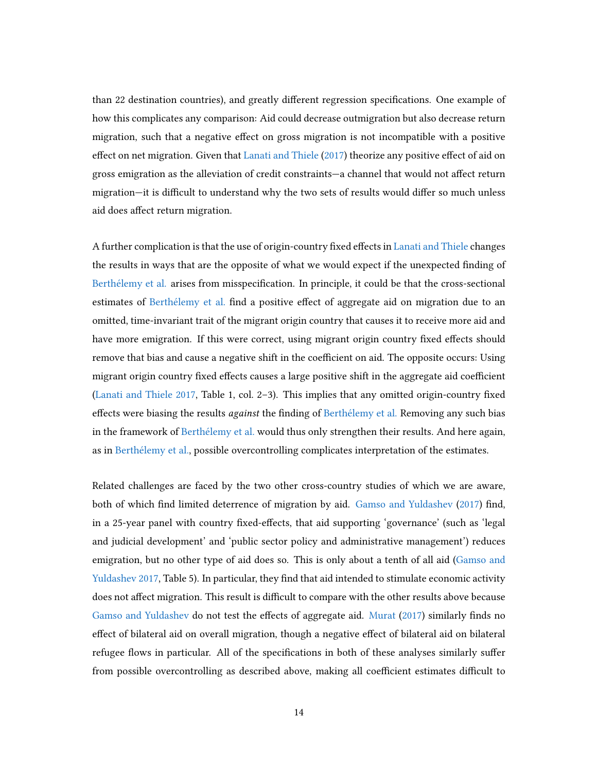than 22 destination countries), and greatly different regression specifications. One example of how this complicates any comparison: Aid could decrease outmigration but also decrease return migration, such that a negative effect on gross migration is not incompatible with a positive effect on net migration. Given that Lanati and Thiele (2017) theorize any positive effect of aid on gross emigration as the alleviation of credit constraints—a channel that would not affect return migration—it is difficult to understand why the two sets of results would differ so much unless aid does affect return migration.

A further complication is that the use of origin-country fixed effects in Lanati and Thiele changes the results in ways that are the opposite of what we would expect if the unexpected finding of Berthélemy et al. arises from misspecification. In principle, it could be that the cross-sectional estimates of Berthélemy et al. find a positive effect of aggregate aid on migration due to an omitted, time-invariant trait of the migrant origin country that causes it to receive more aid and have more emigration. If this were correct, using migrant origin country fixed effects should remove that bias and cause a negative shift in the coefficient on aid. The opposite occurs: Using migrant origin country fixed effects causes a large positive shift in the aggregate aid coefficient (Lanati and Thiele 2017, Table 1, col. 2–3). This implies that any omitted origin-country fixed effects were biasing the results *against* the finding of Berthélemy et al. Removing any such bias in the framework of Berthélemy et al. would thus only strengthen their results. And here again, as in Berthélemy et al., possible overcontrolling complicates interpretation of the estimates.

Related challenges are faced by the two other cross-country studies of which we are aware, both of which find limited deterrence of migration by aid. Gamso and Yuldashev (2017) find, in a 25-year panel with country fixed-effects, that aid supporting 'governance' (such as 'legal and judicial development' and 'public sector policy and administrative management') reduces emigration, but no other type of aid does so. This is only about a tenth of all aid (Gamso and Yuldashev 2017, Table 5). In particular, they find that aid intended to stimulate economic activity does not affect migration. This result is difficult to compare with the other results above because Gamso and Yuldashev do not test the effects of aggregate aid. Murat (2017) similarly finds no effect of bilateral aid on overall migration, though a negative effect of bilateral aid on bilateral refugee flows in particular. All of the specifications in both of these analyses similarly suffer from possible overcontrolling as described above, making all coefficient estimates difficult to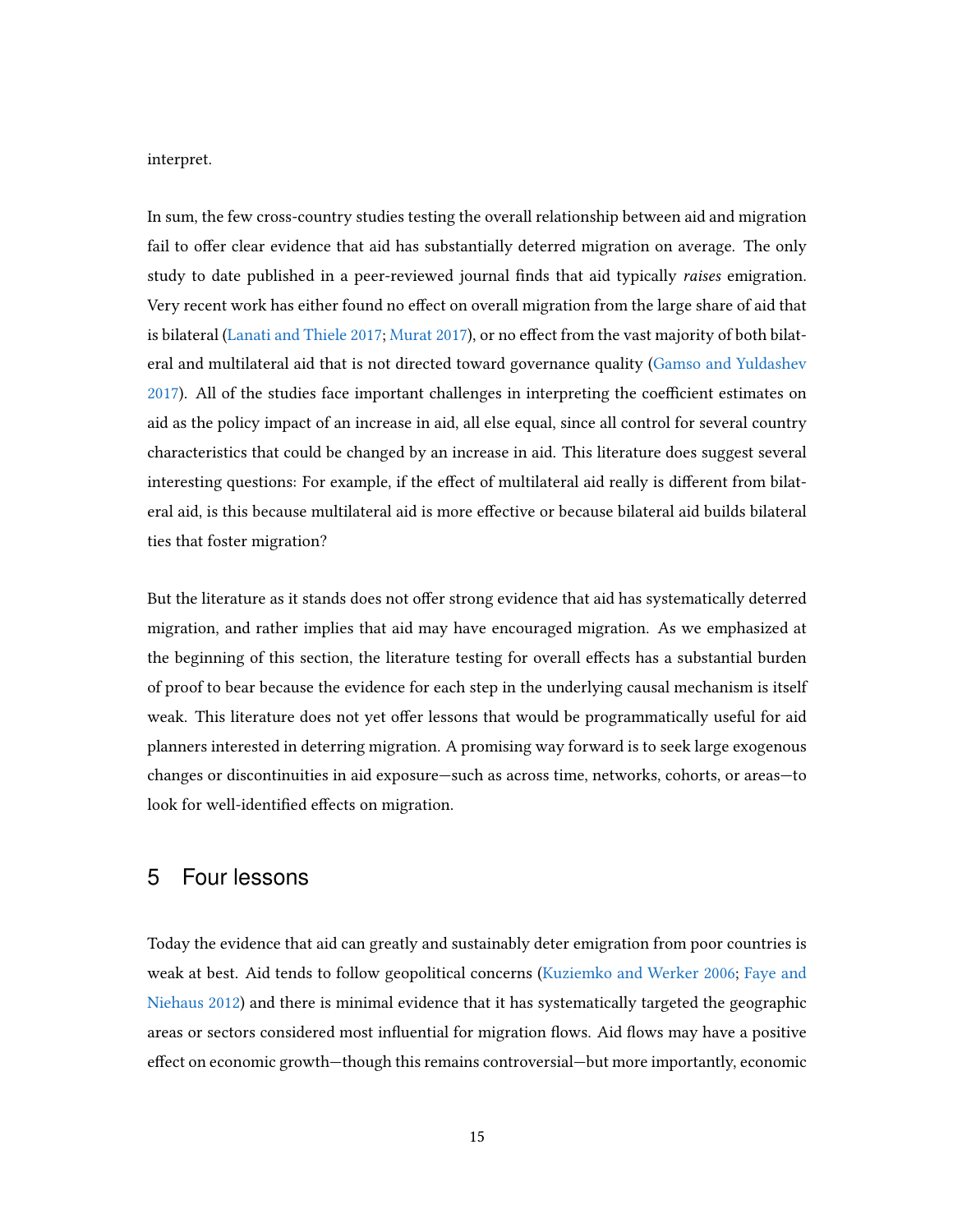interpret.

In sum, the few cross-country studies testing the overall relationship between aid and migration fail to offer clear evidence that aid has substantially deterred migration on average. The only study to date published in a peer-reviewed journal finds that aid typically *raises* emigration. Very recent work has either found no effect on overall migration from the large share of aid that is bilateral (Lanati and Thiele 2017; Murat 2017), or no effect from the vast majority of both bilateral and multilateral aid that is not directed toward governance quality (Gamso and Yuldashev 2017). All of the studies face important challenges in interpreting the coefficient estimates on aid as the policy impact of an increase in aid, all else equal, since all control for several country characteristics that could be changed by an increase in aid. This literature does suggest several interesting questions: For example, if the effect of multilateral aid really is different from bilateral aid, is this because multilateral aid is more effective or because bilateral aid builds bilateral ties that foster migration?

But the literature as it stands does not offer strong evidence that aid has systematically deterred migration, and rather implies that aid may have encouraged migration. As we emphasized at the beginning of this section, the literature testing for overall effects has a substantial burden of proof to bear because the evidence for each step in the underlying causal mechanism is itself weak. This literature does not yet offer lessons that would be programmatically useful for aid planners interested in deterring migration. A promising way forward is to seek large exogenous changes or discontinuities in aid exposure—such as across time, networks, cohorts, or areas—to look for well-identified effects on migration.

## 5 Four lessons

Today the evidence that aid can greatly and sustainably deter emigration from poor countries is weak at best. Aid tends to follow geopolitical concerns (Kuziemko and Werker 2006; Faye and Niehaus 2012) and there is minimal evidence that it has systematically targeted the geographic areas or sectors considered most influential for migration flows. Aid flows may have a positive effect on economic growth—though this remains controversial—but more importantly, economic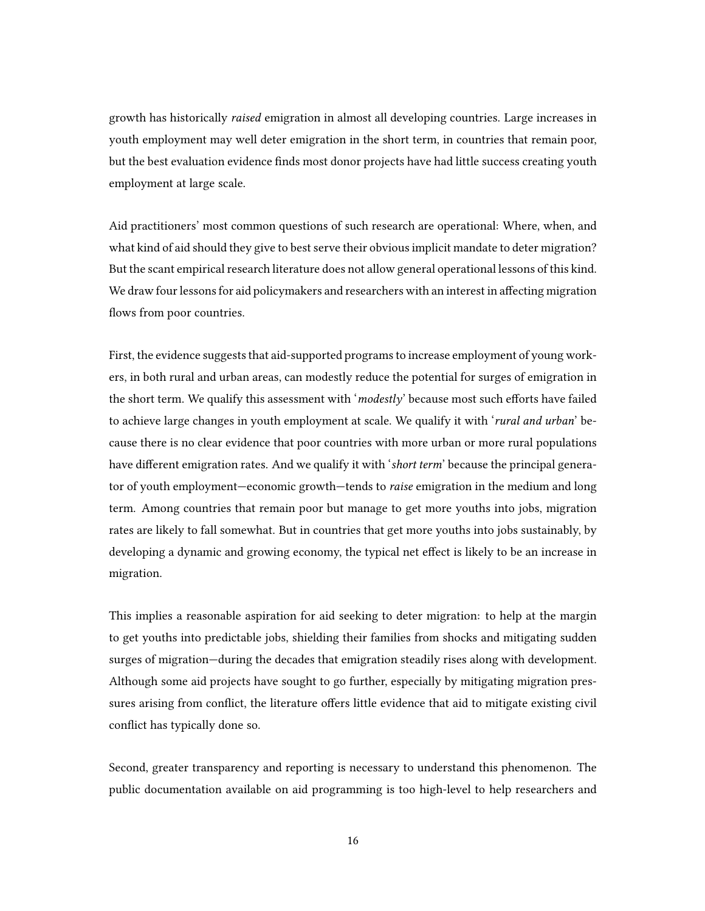growth has historically *raised* emigration in almost all developing countries. Large increases in youth employment may well deter emigration in the short term, in countries that remain poor, but the best evaluation evidence finds most donor projects have had little success creating youth employment at large scale.

Aid practitioners' most common questions of such research are operational: Where, when, and what kind of aid should they give to best serve their obvious implicit mandate to deter migration? But the scant empirical research literature does not allow general operational lessons of this kind. We draw four lessons for aid policymakers and researchers with an interest in affecting migration flows from poor countries.

First, the evidence suggests that aid-supported programs to increase employment of young workers, in both rural and urban areas, can modestly reduce the potential for surges of emigration in the short term. We qualify this assessment with '*modestly*' because most such efforts have failed to achieve large changes in youth employment at scale. We qualify it with '*rural and urban*' because there is no clear evidence that poor countries with more urban or more rural populations have different emigration rates. And we qualify it with '*short term*' because the principal generator of youth employment—economic growth—tends to *raise* emigration in the medium and long term. Among countries that remain poor but manage to get more youths into jobs, migration rates are likely to fall somewhat. But in countries that get more youths into jobs sustainably, by developing a dynamic and growing economy, the typical net effect is likely to be an increase in migration.

This implies a reasonable aspiration for aid seeking to deter migration: to help at the margin to get youths into predictable jobs, shielding their families from shocks and mitigating sudden surges of migration—during the decades that emigration steadily rises along with development. Although some aid projects have sought to go further, especially by mitigating migration pressures arising from conflict, the literature offers little evidence that aid to mitigate existing civil conflict has typically done so.

Second, greater transparency and reporting is necessary to understand this phenomenon. The public documentation available on aid programming is too high-level to help researchers and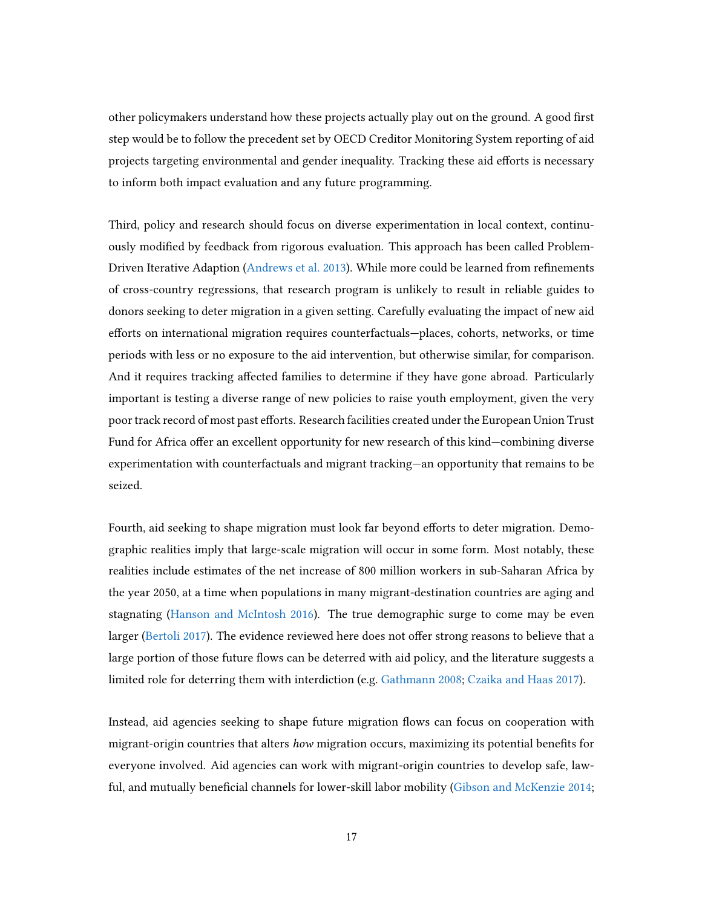other policymakers understand how these projects actually play out on the ground. A good first step would be to follow the precedent set by OECD Creditor Monitoring System reporting of aid projects targeting environmental and gender inequality. Tracking these aid efforts is necessary to inform both impact evaluation and any future programming.

Third, policy and research should focus on diverse experimentation in local context, continuously modified by feedback from rigorous evaluation. This approach has been called Problem-Driven Iterative Adaption (Andrews et al. 2013). While more could be learned from refinements of cross-country regressions, that research program is unlikely to result in reliable guides to donors seeking to deter migration in a given setting. Carefully evaluating the impact of new aid efforts on international migration requires counterfactuals—places, cohorts, networks, or time periods with less or no exposure to the aid intervention, but otherwise similar, for comparison. And it requires tracking affected families to determine if they have gone abroad. Particularly important is testing a diverse range of new policies to raise youth employment, given the very poor track record of most past efforts. Research facilities created under the European Union Trust Fund for Africa offer an excellent opportunity for new research of this kind—combining diverse experimentation with counterfactuals and migrant tracking—an opportunity that remains to be seized.

Fourth, aid seeking to shape migration must look far beyond efforts to deter migration. Demographic realities imply that large-scale migration will occur in some form. Most notably, these realities include estimates of the net increase of 800 million workers in sub-Saharan Africa by the year 2050, at a time when populations in many migrant-destination countries are aging and stagnating (Hanson and McIntosh 2016). The true demographic surge to come may be even larger (Bertoli 2017). The evidence reviewed here does not offer strong reasons to believe that a large portion of those future flows can be deterred with aid policy, and the literature suggests a limited role for deterring them with interdiction (e.g. Gathmann 2008; Czaika and Haas 2017).

Instead, aid agencies seeking to shape future migration flows can focus on cooperation with migrant-origin countries that alters *how* migration occurs, maximizing its potential benefits for everyone involved. Aid agencies can work with migrant-origin countries to develop safe, lawful, and mutually beneficial channels for lower-skill labor mobility (Gibson and McKenzie 2014;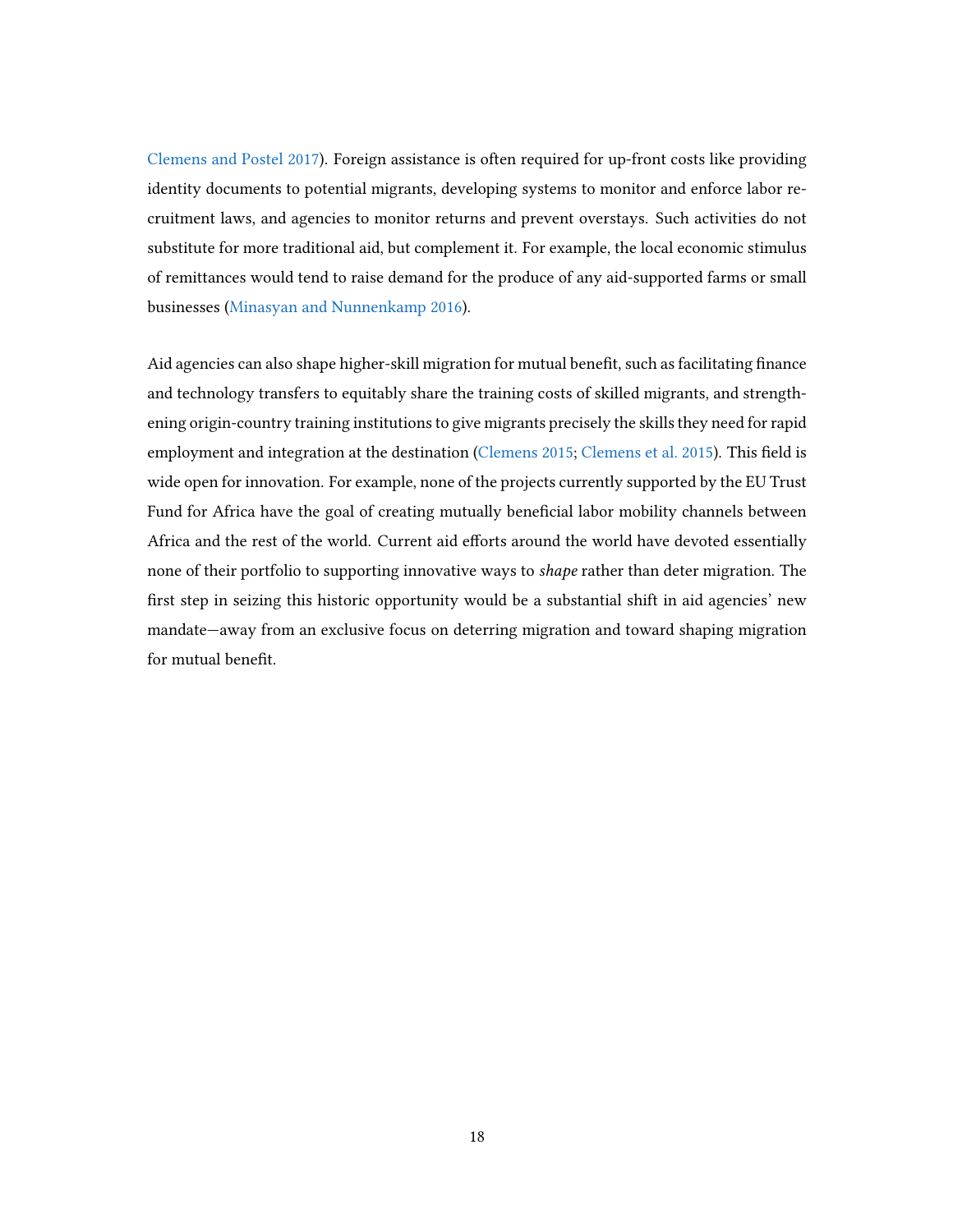Clemens and Postel 2017). Foreign assistance is often required for up-front costs like providing identity documents to potential migrants, developing systems to monitor and enforce labor recruitment laws, and agencies to monitor returns and prevent overstays. Such activities do not substitute for more traditional aid, but complement it. For example, the local economic stimulus of remittances would tend to raise demand for the produce of any aid-supported farms or small businesses (Minasyan and Nunnenkamp 2016).

Aid agencies can also shape higher-skill migration for mutual benefit, such as facilitating finance and technology transfers to equitably share the training costs of skilled migrants, and strengthening origin-country training institutions to give migrants precisely the skills they need for rapid employment and integration at the destination (Clemens 2015; Clemens et al. 2015). This field is wide open for innovation. For example, none of the projects currently supported by the EU Trust Fund for Africa have the goal of creating mutually beneficial labor mobility channels between Africa and the rest of the world. Current aid efforts around the world have devoted essentially none of their portfolio to supporting innovative ways to *shape* rather than deter migration. The first step in seizing this historic opportunity would be a substantial shift in aid agencies' new mandate—away from an exclusive focus on deterring migration and toward shaping migration for mutual benefit.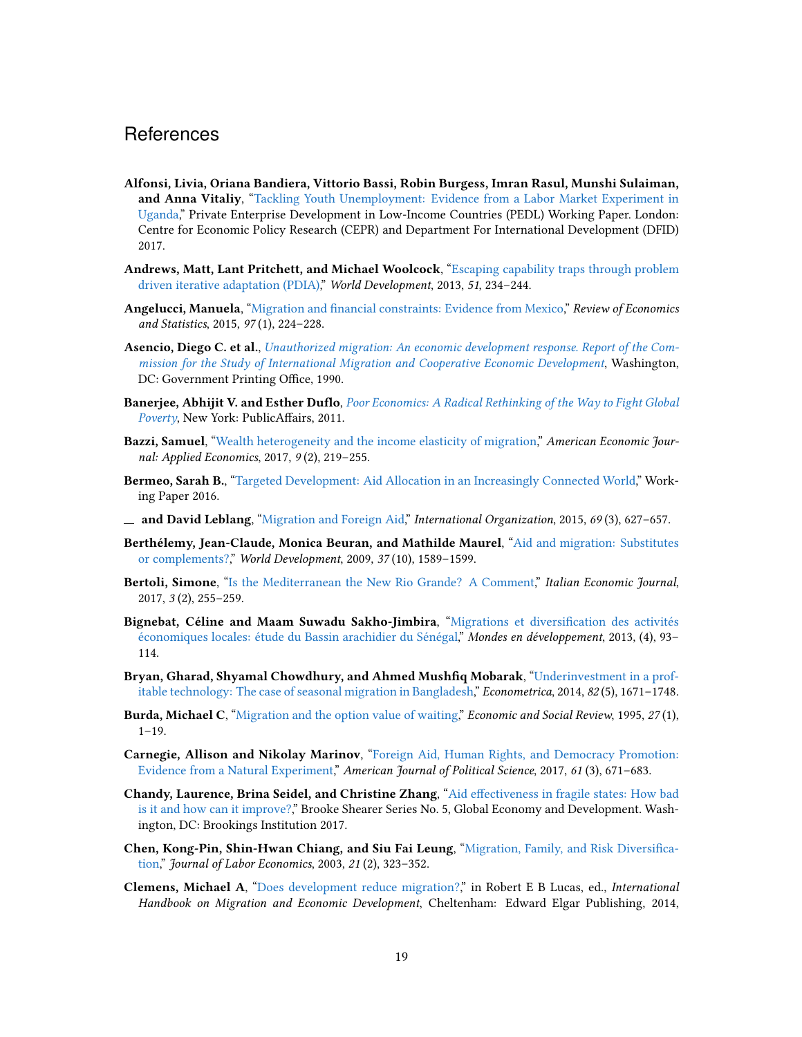# References

**Alfonsi, Livia, Oriana Bandiera, Vittorio Bassi, Robin Burgess, Imran Rasul, Munshi Sulaiman, and Anna Vitaliy**, "Tackling Youth Unemployment: Evidence from a Labor Market Experiment in Uganda," Private Enterprise Development in Low-Income Countries (PEDL) Working Paper. London: Centre for Economic Policy Research (CEPR) and Department For International Development (DFID) 2017.

**Andrews, Matt, Lant Pritchett, and Michael Woolcock**, "Escaping capability traps through problem driven iterative adaptation (PDIA)," *World Development*, 2013, *51*, 234–244.

**Angelucci, Manuela**, "Migration and financial constraints: Evidence from Mexico," *Review of Economics and Statistics*, 2015, *97* (1), 224–228.

**Asencio, Diego C. et al.**, *Unauthorized migration: An economic development response. Report of the Commission for the Study of International Migration and Cooperative Economic Development*, Washington, DC: Government Printing Office, 1990.

**Banerjee, Abhijit V. and Esther Duflo**, *Poor Economics: A Radical Rethinking of the Way to Fight Global Poverty*, New York: PublicAffairs, 2011.

**Bazzi, Samuel**, "Wealth heterogeneity and the income elasticity of migration," *American Economic Journal: Applied Economics*, 2017, *9* (2), 219–255.

**Bermeo, Sarah B.**, "Targeted Development: Aid Allocation in an Increasingly Connected World," Working Paper 2016.

**\_\_ and David Leblang**, "Migration and Foreign Aid," *International Organization*, 2015, *69* (3), 627–657.

**Berthélemy, Jean-Claude, Monica Beuran, and Mathilde Maurel**, "Aid and migration: Substitutes or complements?," *World Development*, 2009, *37* (10), 1589–1599.

**Bertoli, Simone**, "Is the Mediterranean the New Rio Grande? A Comment," *Italian Economic Journal*, 2017, *3* (2), 255–259.

**Bignebat, Céline and Maam Suwadu Sakho-Jimbira**, "Migrations et diversification des activités économiques locales: étude du Bassin arachidier du Sénégal," *Mondes en développement*, 2013, (4), 93–114.

**Bryan, Gharad, Shyamal Chowdhury, and Ahmed Mushfiq Mobarak**, "Underinvestment in a profitable technology: The case of seasonal migration in Bangladesh," *Econometrica*, 2014, *82* (5), 1671–1748.

**Burda, Michael C**, "Migration and the option value of waiting," *Economic and Social Review*, 1995, *27* (1), 1–19.

**Carnegie, Allison and Nikolay Marinov**, "Foreign Aid, Human Rights, and Democracy Promotion: Evidence from a Natural Experiment," *American Journal of Political Science*, 2017, *61* (3), 671–683.

**Chandy, Laurence, Brina Seidel, and Christine Zhang**, "Aid effectiveness in fragile states: How bad is it and how can it improve?," Brooke Shearer Series No. 5, Global Economy and Development. Washington, DC: Brookings Institution 2017.

**Chen, Kong-Pin, Shin-Hwan Chiang, and Siu Fai Leung**, "Migration, Family, and Risk Diversification," *Journal of Labor Economics*, 2003, *21* (2), 323–352.

**Clemens, Michael A**, "Does development reduce migration?," in Robert E B Lucas, ed., *International Handbook on Migration and Economic Development*, Cheltenham: Edward Elgar Publishing, 2014,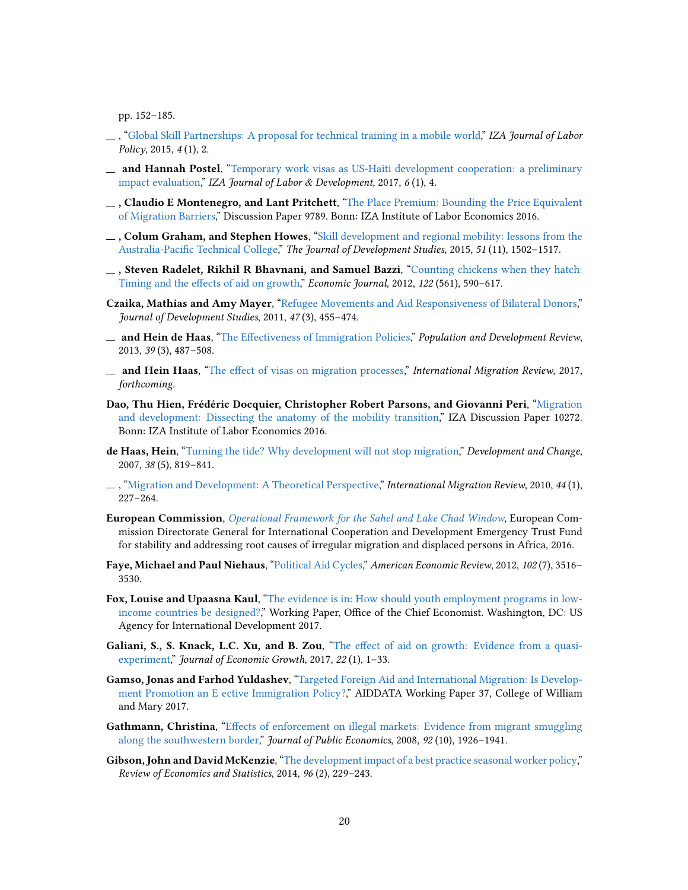pp. 152–185.

— , "Global Skill Partnerships: A proposal for technical training in a mobile world," *IZA Journal of Labor Policy*, 2015, *4* (1), 2.

— **and Hannah Postel**, "Temporary work visas as US-Haiti development cooperation: a preliminary impact evaluation," *IZA Journal of Labor & Development*, 2017, *6* (1), 4.

— **, Claudio E Montenegro, and Lant Pritchett**, "The Place Premium: Bounding the Price Equivalent of Migration Barriers," Discussion Paper 9789. Bonn: IZA Institute of Labor Economics 2016.

— **, Colum Graham, and Stephen Howes**, "Skill development and regional mobility: lessons from the Australia-Pacific Technical College," *The Journal of Development Studies*, 2015, *51* (11), 1502–1517.

— **, Steven Radelet, Rikhil R Bhavnani, and Samuel Bazzi**, "Counting chickens when they hatch: Timing and the effects of aid on growth," *Economic Journal*, 2012, *122* (561), 590–617.

**Czaika, Mathias and Amy Mayer**, "Refugee Movements and Aid Responsiveness of Bilateral Donors," *Journal of Development Studies*, 2011, *47* (3), 455–474.

— **and Hein de Haas**, "The Effectiveness of Immigration Policies," *Population and Development Review*, 2013, *39* (3), 487–508.

— **and Hein Haas**, "The effect of visas on migration processes," *International Migration Review*, 2017, *forthcoming.*

**Dao, Thu Hien, Frédéric Docquier, Christopher Robert Parsons, and Giovanni Peri**, "Migration and development: Dissecting the anatomy of the mobility transition," IZA Discussion Paper 10272. Bonn: IZA Institute of Labor Economics 2016.

**de Haas, Hein**, "Turning the tide? Why development will not stop migration," *Development and Change*, 2007, *38* (5), 819–841.

— , "Migration and Development: A Theoretical Perspective," *International Migration Review*, 2010, *44* (1), 227–264.

**European Commission**, *Operational Framework for the Sahel and Lake Chad Window*, European Commission Directorate General for International Cooperation and Development Emergency Trust Fund for stability and addressing root causes of irregular migration and displaced persons in Africa, 2016.

**Faye, Michael and Paul Niehaus**, "Political Aid Cycles," *American Economic Review*, 2012, *102* (7), 3516–3530.

**Fox, Louise and Upaasna Kaul**, "The evidence is in: How should youth employment programs in low-income countries be designed?," Working Paper, Office of the Chief Economist. Washington, DC: US Agency for International Development 2017.

**Galiani, S., S. Knack, L.C. Xu, and B. Zou**, "The effect of aid on growth: Evidence from a quasi-experiment," *Journal of Economic Growth*, 2017, *22* (1), 1–33.

**Gamso, Jonas and Farhod Yuldashev**, "Targeted Foreign Aid and International Migration: Is Development Promotion an E ective Immigration Policy?," AIDDATA Working Paper 37, College of William and Mary 2017.

**Gathmann, Christina**, "Effects of enforcement on illegal markets: Evidence from migrant smuggling along the southwestern border," *Journal of Public Economics*, 2008, *92* (10), 1926–1941.

**Gibson, John and David McKenzie**, "The development impact of a best practice seasonal worker policy," *Review of Economics and Statistics*, 2014, *96* (2), 229–243.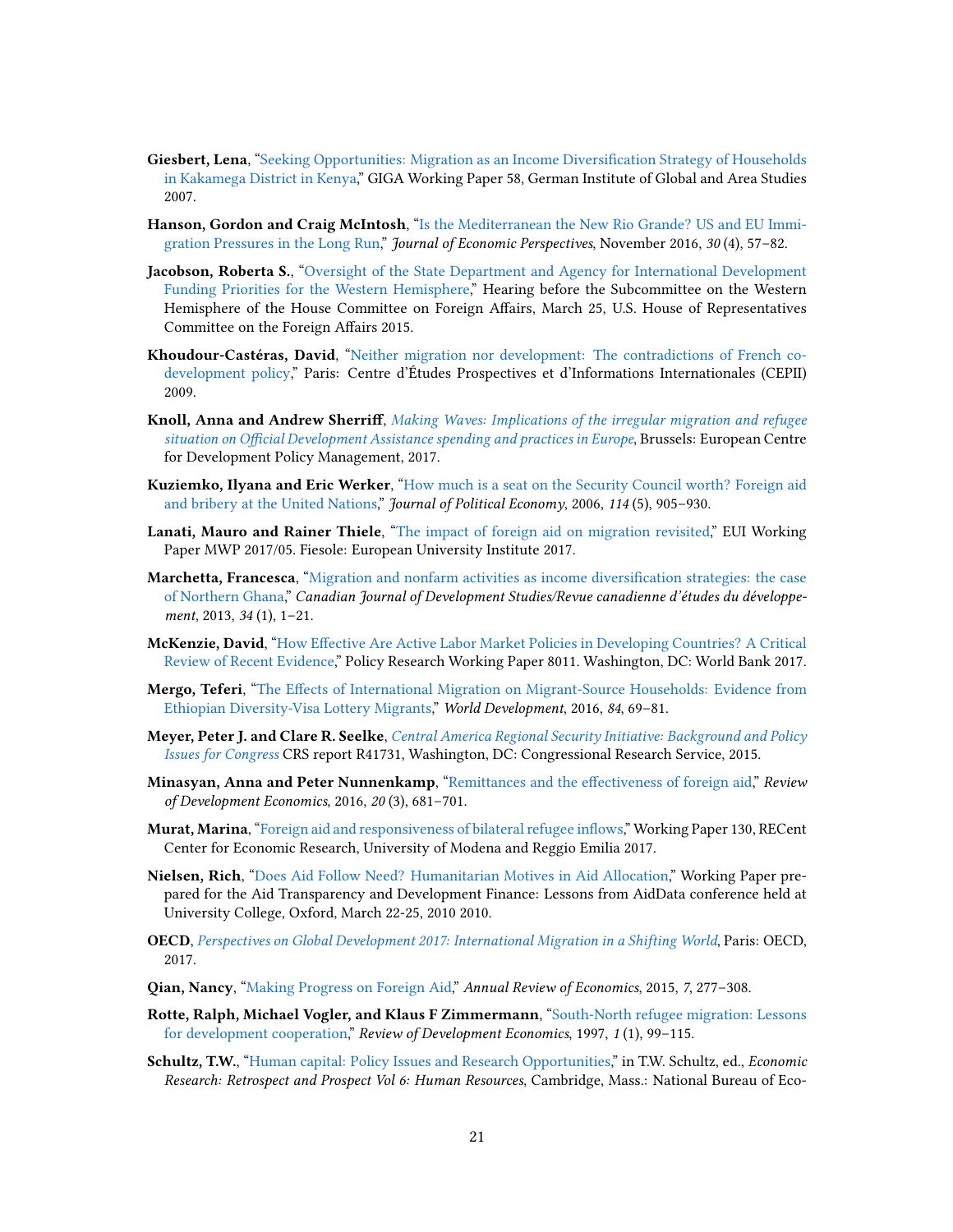**Giesbert, Lena**, "Seeking Opportunities: Migration as an Income Diversification Strategy of Households in Kakamega District in Kenya," GIGA Working Paper 58, German Institute of Global and Area Studies 2007.

**Hanson, Gordon and Craig McIntosh**, "Is the Mediterranean the New Rio Grande? US and EU Immigration Pressures in the Long Run," *Journal of Economic Perspectives*, November 2016, *30* (4), 57–82.

**Jacobson, Roberta S.**, "Oversight of the State Department and Agency for International Development Funding Priorities for the Western Hemisphere," Hearing before the Subcommittee on the Western Hemisphere of the House Committee on Foreign Affairs, March 25, U.S. House of Representatives Committee on the Foreign Affairs 2015.

**Khoudour-Castéras, David**, "Neither migration nor development: The contradictions of French co-development policy," Paris: Centre d'Études Prospectives et d'Informations Internationales (CEPII) 2009.

**Knoll, Anna and Andrew Sherriff**, *Making Waves: Implications of the irregular migration and refugee situation on Official Development Assistance spending and practices in Europe*, Brussels: European Centre for Development Policy Management, 2017.

**Kuziemko, Ilyana and Eric Werker**, "How much is a seat on the Security Council worth? Foreign aid and bribery at the United Nations," *Journal of Political Economy*, 2006, *114* (5), 905–930.

**Lanati, Mauro and Rainer Thiele**, "The impact of foreign aid on migration revisited," EUI Working Paper MWP 2017/05. Fiesole: European University Institute 2017.

**Marchetta, Francesca**, "Migration and nonfarm activities as income diversification strategies: the case of Northern Ghana," *Canadian Journal of Development Studies/Revue canadienne d'études du développement*, 2013, *34* (1), 1–21.

**McKenzie, David**, "How Effective Are Active Labor Market Policies in Developing Countries? A Critical Review of Recent Evidence," Policy Research Working Paper 8011. Washington, DC: World Bank 2017.

**Mergo, Teferi**, "The Effects of International Migration on Migrant-Source Households: Evidence from Ethiopian Diversity-Visa Lottery Migrants," *World Development*, 2016, *84*, 69–81.

**Meyer, Peter J. and Clare R. Seelke**, *Central America Regional Security Initiative: Background and Policy Issues for Congress* CRS report R41731, Washington, DC: Congressional Research Service, 2015.

**Minasyan, Anna and Peter Nunnenkamp**, "Remittances and the effectiveness of foreign aid," *Review of Development Economics*, 2016, *20* (3), 681–701.

**Murat, Marina**, "Foreign aid and responsiveness of bilateral refugee inflows," Working Paper 130, RECent Center for Economic Research, University of Modena and Reggio Emilia 2017.

**Nielsen, Rich**, "Does Aid Follow Need? Humanitarian Motives in Aid Allocation," Working Paper prepared for the Aid Transparency and Development Finance: Lessons from AidData conference held at University College, Oxford, March 22-25, 2010 2010.

**OECD**, *Perspectives on Global Development 2017: International Migration in a Shifting World*, Paris: OECD, 2017.

**Qian, Nancy**, "Making Progress on Foreign Aid," *Annual Review of Economics*, 2015, *7*, 277–308.

**Rotte, Ralph, Michael Vogler, and Klaus F Zimmermann**, "South-North refugee migration: Lessons for development cooperation," *Review of Development Economics*, 1997, *1* (1), 99–115.

**Schultz, T.W.**, "Human capital: Policy Issues and Research Opportunities," in T.W. Schultz, ed., *Economic Research: Retrospect and Prospect Vol 6: Human Resources*, Cambridge, Mass.: National Bureau of Eco-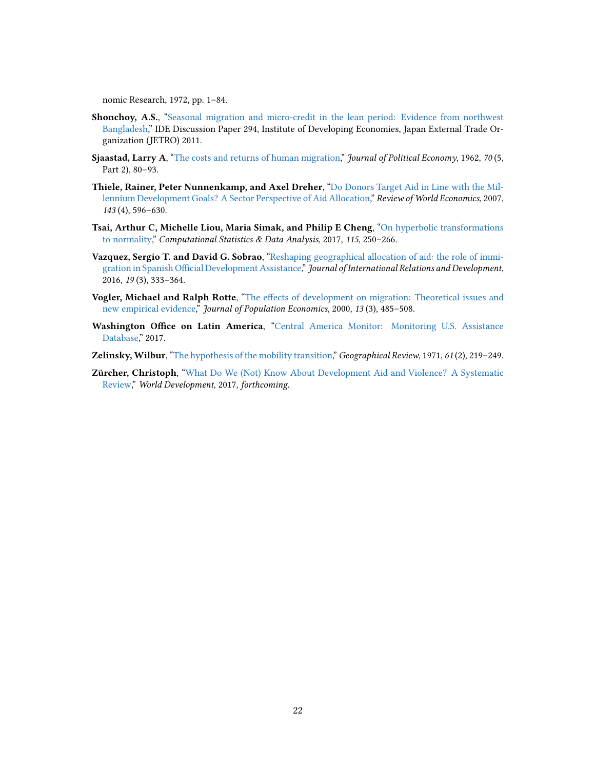nomic Research, 1972, pp. 1–84.

**Shonchoy, A.S.**, "Seasonal migration and micro-credit in the lean period: Evidence from northwest Bangladesh," IDE Discussion Paper 294, Institute of Developing Economies, Japan External Trade Organization (JETRO) 2011.

**Sjaastad, Larry A**, "The costs and returns of human migration," *Journal of Political Economy*, 1962, *70* (5, Part 2), 80–93.

**Thiele, Rainer, Peter Nunnenkamp, and Axel Dreher**, "Do Donors Target Aid in Line with the Millennium Development Goals? A Sector Perspective of Aid Allocation," *Review of World Economics*, 2007, *143* (4), 596–630.

**Tsai, Arthur C, Michelle Liou, Maria Simak, and Philip E Cheng**, "On hyperbolic transformations to normality," *Computational Statistics & Data Analysis*, 2017, *115*, 250–266.

**Vazquez, Sergio T. and David G. Sobrao**, "Reshaping geographical allocation of aid: the role of immigration in Spanish Official Development Assistance," *Journal of International Relations and Development*, 2016, *19* (3), 333–364.

**Vogler, Michael and Ralph Rotte**, "The effects of development on migration: Theoretical issues and new empirical evidence," *Journal of Population Economics*, 2000, *13* (3), 485–508.

**Washington Office on Latin America**, "Central America Monitor: Monitoring U.S. Assistance Database," 2017.

**Zelinsky, Wilbur**, "The hypothesis of the mobility transition," *Geographical Review*, 1971, *61* (2), 219–249.

**Zürcher, Christoph**, "What Do We (Not) Know About Development Aid and Violence? A Systematic Review," *World Development*, 2017, *forthcoming*.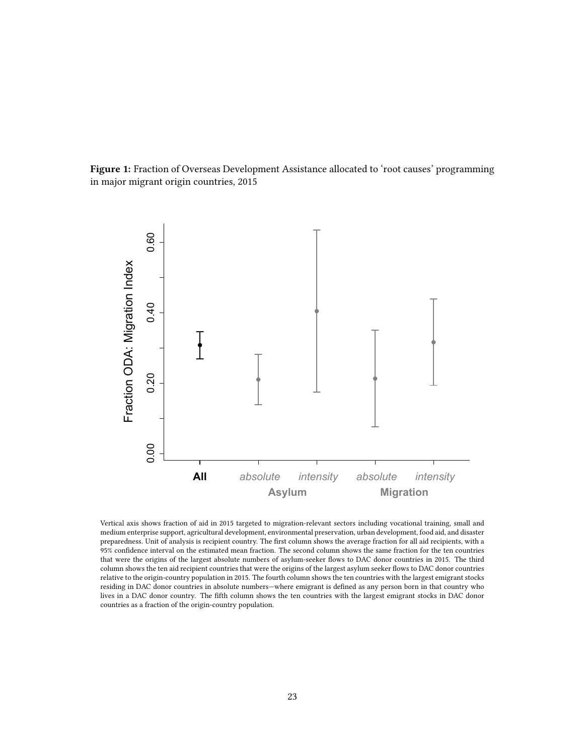**Figure 1:** Fraction of Overseas Development Assistance allocated to 'root causes' programming in major migrant origin countries, 2015

Vertical axis shows fraction of aid in 2015 targeted to migration-relevant sectors including vocational training, small and medium enterprise support, agricultural development, environmental preservation, urban development, food aid, and disaster preparedness. Unit of analysis is recipient country. The first column shows the average fraction for all aid recipients, with a 95% confidence interval on the estimated mean fraction. The second column shows the same fraction for the ten countries that were the origins of the largest absolute numbers of asylum-seeker flows to DAC donor countries in 2015. The third column shows the ten aid recipient countries that were the origins of the largest asylum seeker flows to DAC donor countries relative to the origin-country population in 2015. The fourth column shows the ten countries with the largest emigrant stocks residing in DAC donor countries in absolute numbers—where emigrant is defined as any person born in that country who lives in a DAC donor country. The fifth column shows the ten countries with the largest emigrant stocks in DAC donor countries as a fraction of the origin-country population.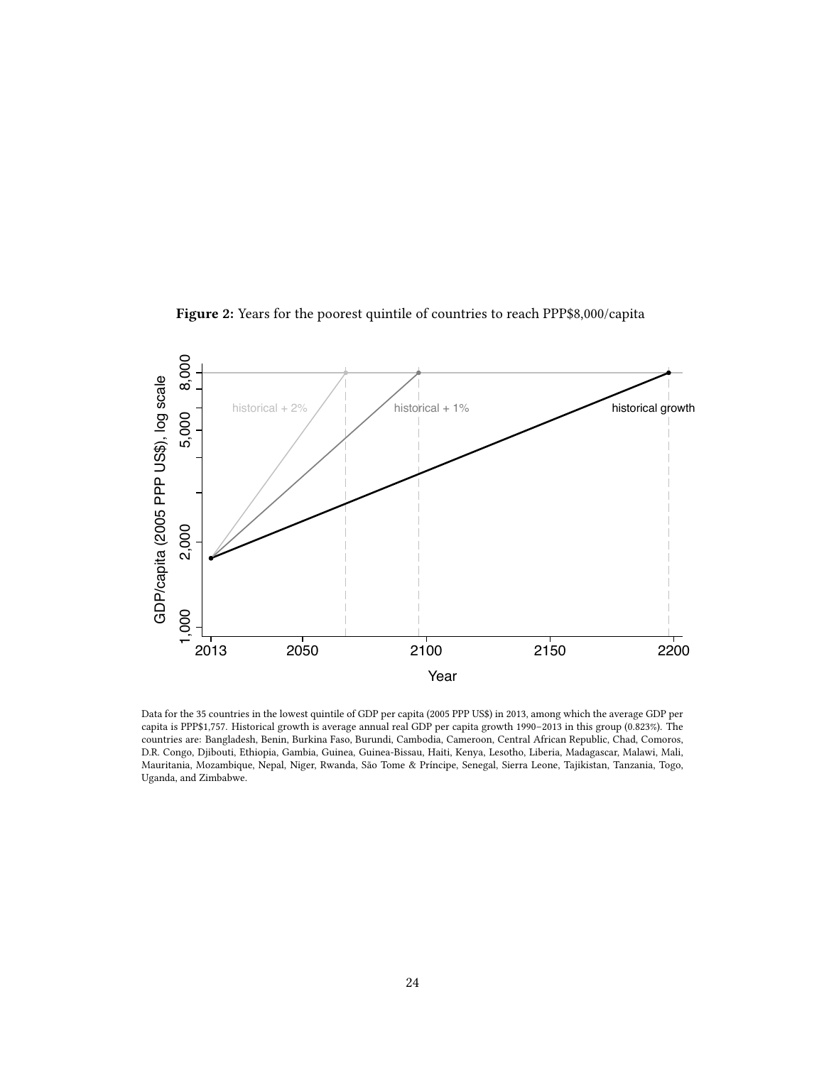**Figure 2:** Years for the poorest quintile of countries to reach PPP$8,000/capita

Data for the 35 countries in the lowest quintile of GDP per capita (2005 PPP US$) in 2013, among which the average GDP per capita is PPP$1,757. Historical growth is average annual real GDP per capita growth 1990–2013 in this group (0.823%). The countries are: Bangladesh, Benin, Burkina Faso, Burundi, Cambodia, Cameroon, Central African Republic, Chad, Comoros, D.R. Congo, Djibouti, Ethiopia, Gambia, Guinea, Guinea-Bissau, Haiti, Kenya, Lesotho, Liberia, Madagascar, Malawi, Mali, Mauritania, Mozambique, Nepal, Niger, Rwanda, São Tome & Príncipe, Senegal, Sierra Leone, Tajikistan, Tanzania, Togo, Uganda, and Zimbabwe.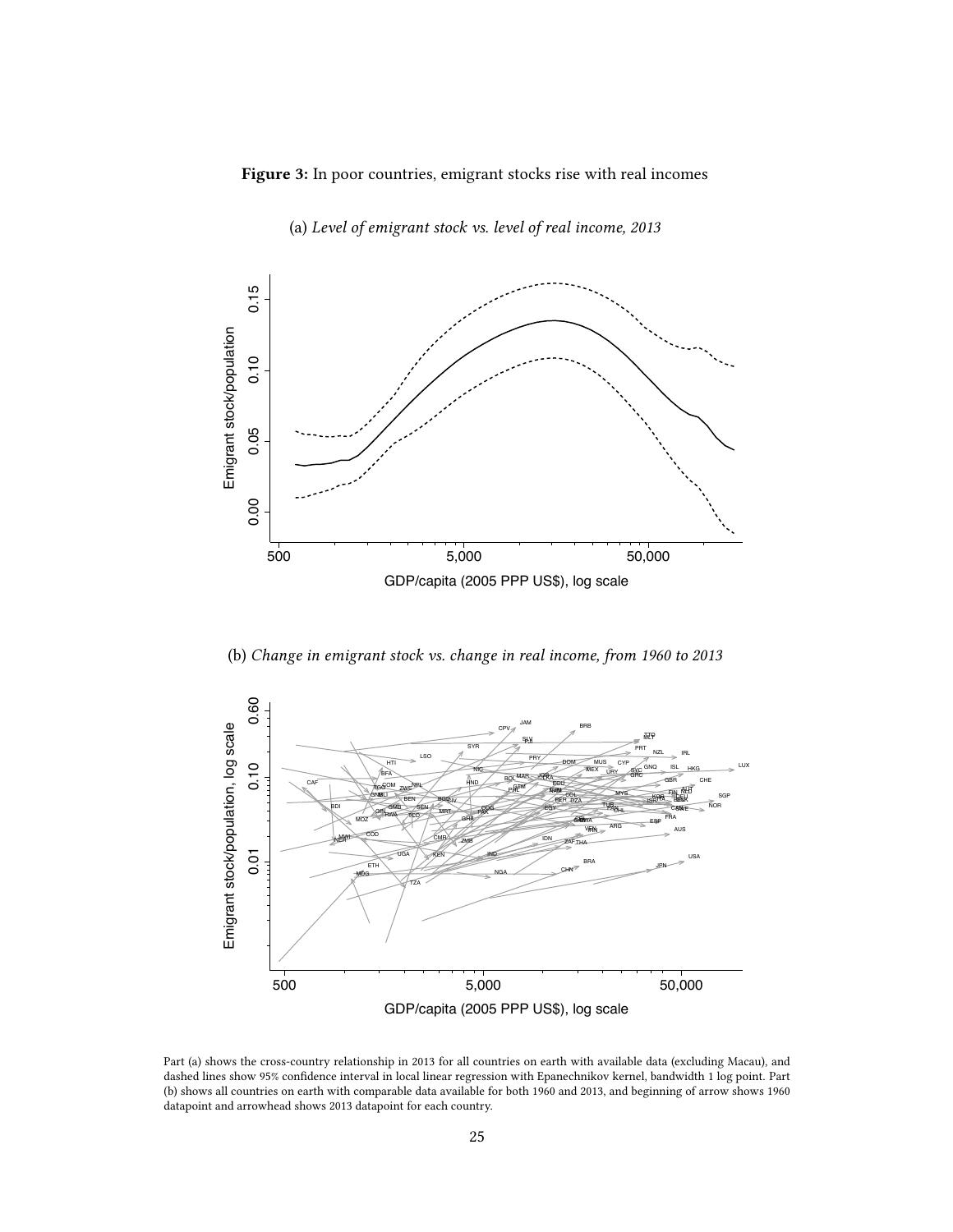**Figure 3:** In poor countries, emigrant stocks rise with real incomes

(a) *Level of emigrant stock vs. level of real income, 2013*

(b) *Change in emigrant stock vs. change in real income, from 1960 to 2013*

Part (a) shows the cross-country relationship in 2013 for all countries on earth with available data (excluding Macau), and dashed lines show 95% confidence interval in local linear regression with Epanechnikov kernel, bandwidth 1 log point. Part (b) shows all countries on earth with comparable data available for both 1960 and 2013, and beginning of arrow shows 1960 datapoint and arrowhead shows 2013 datapoint for each country.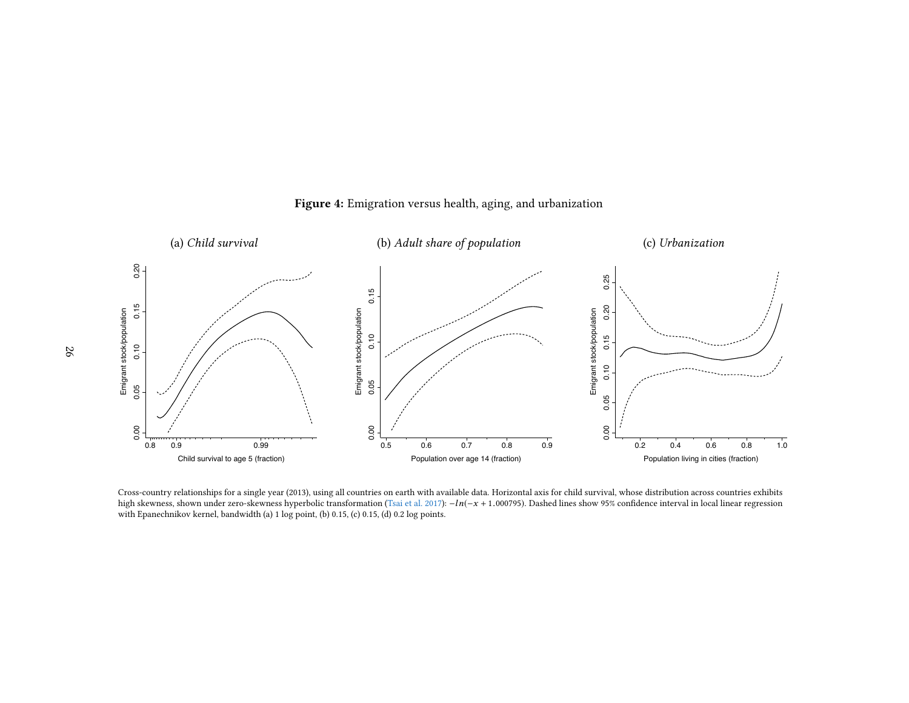**Figure 4:** Emigration versus health, aging, and urbanization

(a) *Child survival*

(b) *Adult share of population*

(c) *Urbanization*

Cross-country relationships for a single year (2013), using all countries on earth with available data. Horizontal axis for child survival, whose distribution across countries exhibits high skewness, shown under zero-skewness hyperbolic transformation (Tsai et al. 2017): $-ln(-x + 1.000795)$. Dashed lines show 95% confidence interval in local linear regression with Epanechnikov kernel, bandwidth (a) 1 log point, (b) 0.15, (c) 0.15, (d) 0.2 log points.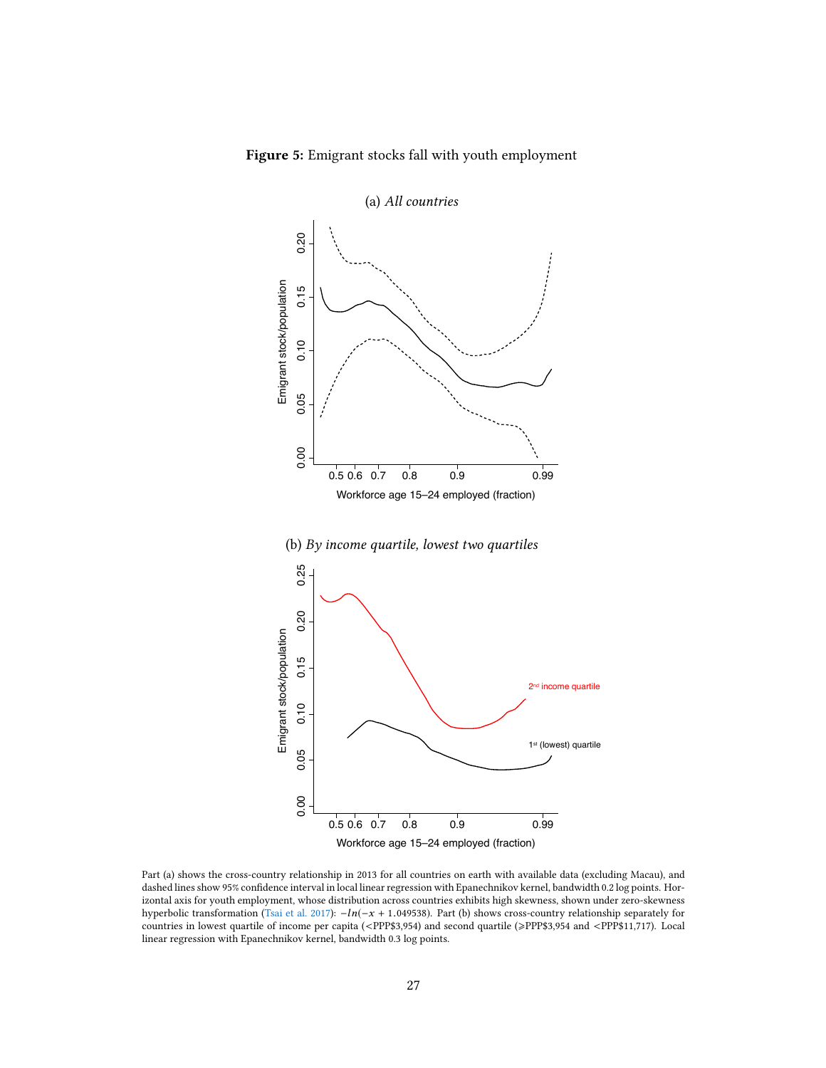**Figure 5:** Emigrant stocks fall with youth employment

(a) *All countries*

Emigrant stock/population

0.00
0.05
0.10
0.15
0.20

0.5 0.6 0.7 0.8 0.9 0.99

Workforce age 15–24 employed (fraction)

(b) *By income quartile, lowest two quartiles*

Emigrant stock/population

0.00
0.05
0.10
0.15
0.20
0.25

2nd income quartile

1st (lowest) quartile

0.5 0.6 0.7 0.8 0.9 0.99

Workforce age 15–24 employed (fraction)

Part (a) shows the cross-country relationship in 2013 for all countries on earth with available data (excluding Macau), and dashed lines show 95% confidence interval in local linear regression with Epanechnikov kernel, bandwidth 0.2 log points. Horizontal axis for youth employment, whose distribution across countries exhibits high skewness, shown under zero-skewness hyperbolic transformation (Tsai et al. 2017): $-ln(-x + 1.049538)$. Part (b) shows cross-country relationship separately for countries in lowest quartile of income per capita (<PPP$3,954) and second quartile (⩾PPP$3,954 and <PPP$11,717). Local linear regression with Epanechnikov kernel, bandwidth 0.3 log points.